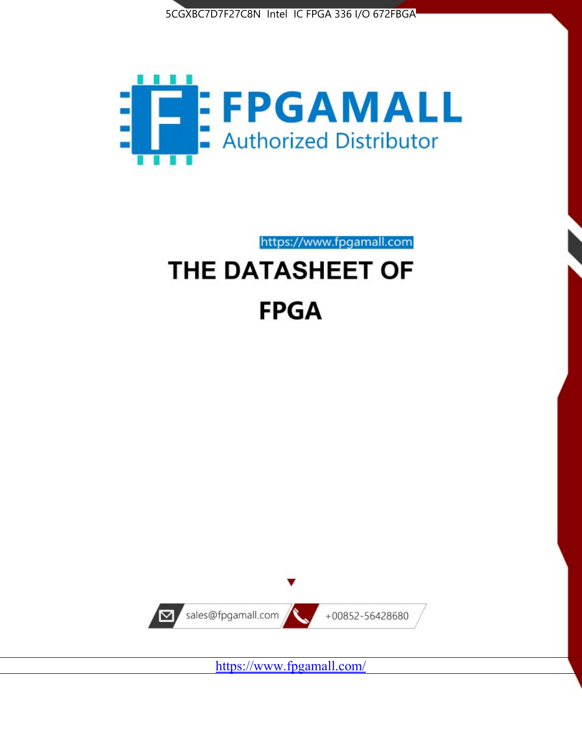5CGXBC7D7F27C8N Intel IC FPGA 336 I/O 672FBGA

# FPGAMALL

Authorized Distributor

https://www.fpgamall.com

# THE DATASHEET OF

# FPGA

sales@fpgamall.com

+00852-56428680

https://www.fpgamall.com/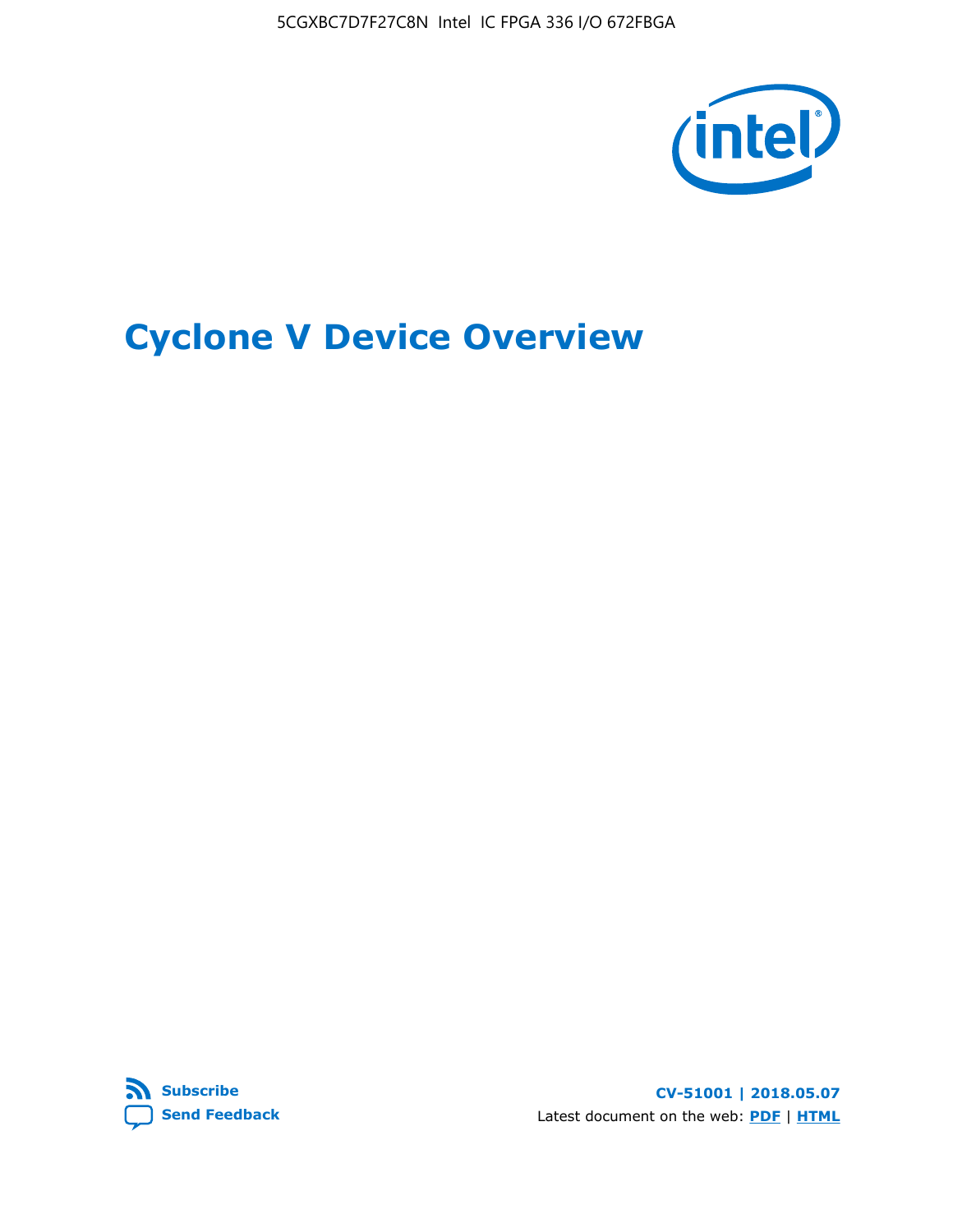# Cyclone V Device Overview

**Subscribe**
**Send Feedback**

**CV-51001 | 2018.05.07**

Latest document on the web: **PDF** | **HTML**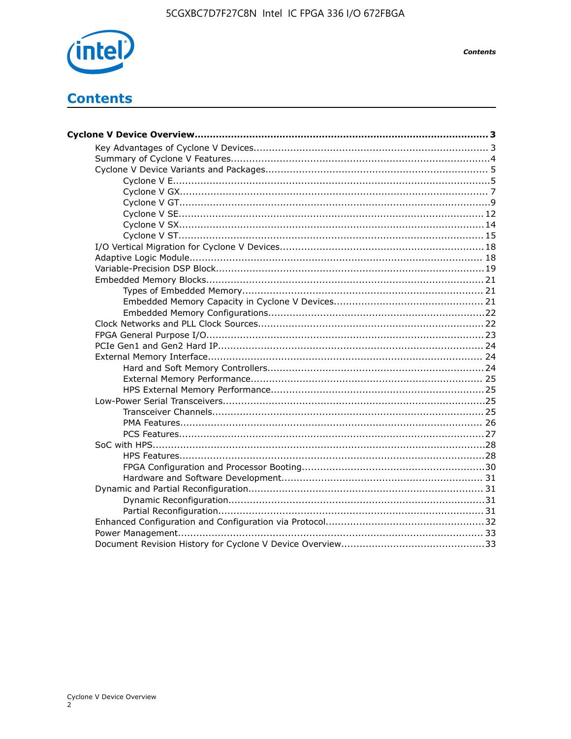# Contents

**Cyclone V Device Overview................................................................................................... 3**

- Key Advantages of Cyclone V Devices........................................................................... 3
- Summary of Cyclone V Features....................................................................................4
- Cyclone V Device Variants and Packages........................................................................ 5
  - Cyclone V E........................................................................................................5
  - Cyclone V GX...................................................................................................... 7
  - Cyclone V GT.......................................................................................................9
  - Cyclone V SE...................................................................................................... 12
  - Cyclone V SX...................................................................................................... 14
  - Cyclone V ST...................................................................................................... 15
- I/O Vertical Migration for Cyclone V Devices.................................................................. 18
- Adaptive Logic Module................................................................................................ 18
- Variable-Precision DSP Block....................................................................................... 19
- Embedded Memory Blocks.......................................................................................... 21
  - Types of Embedded Memory................................................................................ 21
  - Embedded Memory Capacity in Cyclone V Devices................................................. 21
  - Embedded Memory Configurations........................................................................22
- Clock Networks and PLL Clock Sources......................................................................... 22
- FPGA General Purpose I/O.......................................................................................... 23
- PCIe Gen1 and Gen2 Hard IP...................................................................................... 24
- External Memory Interface.......................................................................................... 24
  - Hard and Soft Memory Controllers........................................................................24
  - External Memory Performance............................................................................. 25
  - HPS External Memory Performance.......................................................................25
- Low-Power Serial Transceivers......................................................................................25
  - Transceiver Channels.......................................................................................... 25
  - PMA Features..................................................................................................... 26
  - PCS Features......................................................................................................27
- SoC with HPS.............................................................................................................28
  - HPS Features......................................................................................................28
  - FPGA Configuration and Processor Booting............................................................30
  - Hardware and Software Development.................................................................. 31
- Dynamic and Partial Reconfiguration............................................................................. 31
  - Dynamic Reconfiguration.....................................................................................31
  - Partial Reconfiguration........................................................................................31
- Enhanced Configuration and Configuration via Protocol...................................................32
- Power Management.................................................................................................... 33
- Document Revision History for Cyclone V Device Overview...............................................33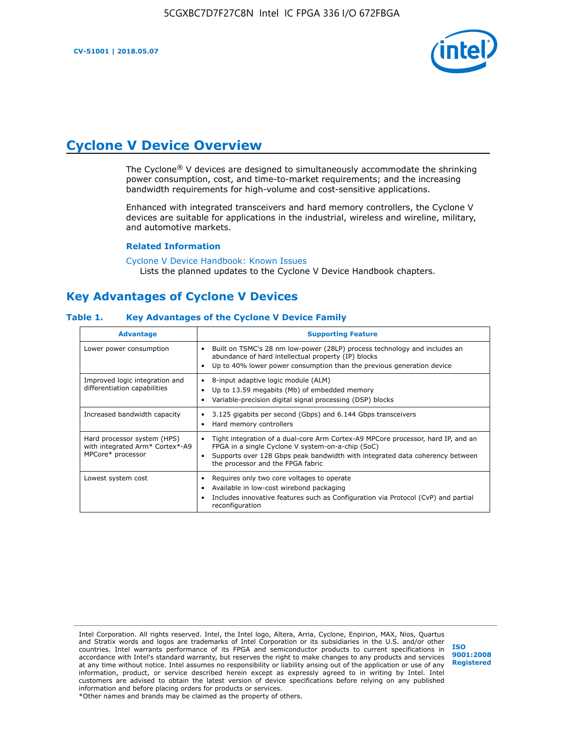# Cyclone V Device Overview

The Cyclone® V devices are designed to simultaneously accommodate the shrinking power consumption, cost, and time-to-market requirements; and the increasing bandwidth requirements for high-volume and cost-sensitive applications.

Enhanced with integrated transceivers and hard memory controllers, the Cyclone V devices are suitable for applications in the industrial, wireless and wireline, military, and automotive markets.

### Related Information

Cyclone V Device Handbook: Known Issues
Lists the planned updates to the Cyclone V Device Handbook chapters.

## Key Advantages of Cyclone V Devices

**Table 1. Key Advantages of the Cyclone V Device Family**

| Advantage | Supporting Feature |
| --- | --- |
| Lower power consumption | • Built on TSMC's 28 nm low-power (28LP) process technology and includes an abundance of hard intellectual property (IP) blocks<br>• Up to 40% lower power consumption than the previous generation device |
| Improved logic integration and differentiation capabilities | • 8-input adaptive logic module (ALM)<br>• Up to 13.59 megabits (Mb) of embedded memory<br>• Variable-precision digital signal processing (DSP) blocks |
| Increased bandwidth capacity | • 3.125 gigabits per second (Gbps) and 6.144 Gbps transceivers<br>• Hard memory controllers |
| Hard processor system (HPS) with integrated Arm* Cortex*-A9 MPCore* processor | • Tight integration of a dual-core Arm Cortex-A9 MPCore processor, hard IP, and an FPGA in a single Cyclone V system-on-a-chip (SoC)<br>• Supports over 128 Gbps peak bandwidth with integrated data coherency between the processor and the FPGA fabric |
| Lowest system cost | • Requires only two core voltages to operate<br>• Available in low-cost wirebond packaging<br>• Includes innovative features such as Configuration via Protocol (CvP) and partial reconfiguration |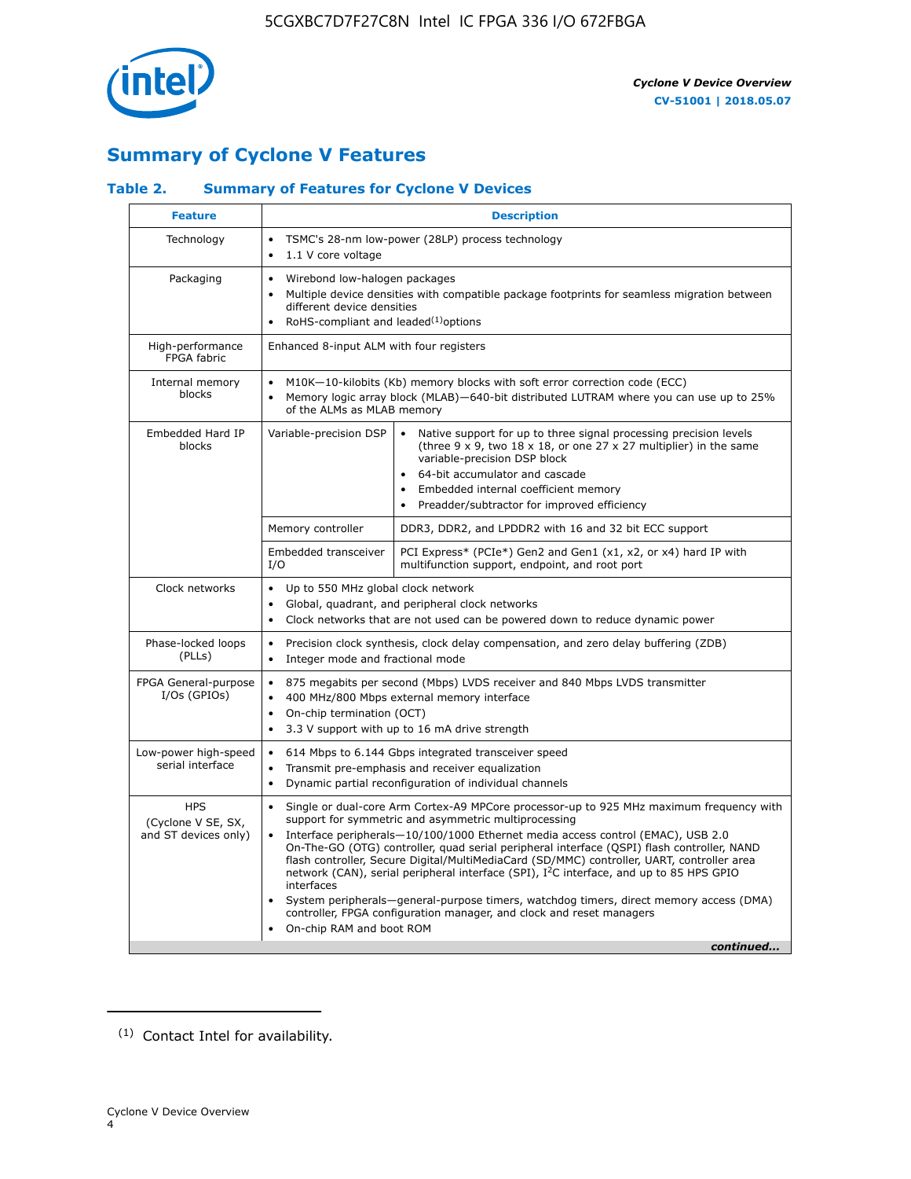## Summary of Cyclone V Features

### Table 2. Summary of Features for Cyclone V Devices

| Feature | Description | |
|---|---|---|
| Technology | • TSMC's 28-nm low-power (28LP) process technology<br>• 1.1 V core voltage | |
| Packaging | • Wirebond low-halogen packages<br>• Multiple device densities with compatible package footprints for seamless migration between different device densities<br>• RoHS-compliant and leaded[(1)] options | |
| High-performance FPGA fabric | Enhanced 8-input ALM with four registers | |
| Internal memory blocks | • M10K—10-kilobits (Kb) memory blocks with soft error correction code (ECC)<br>• Memory logic array block (MLAB)—640-bit distributed LUTRAM where you can use up to 25% of the ALMs as MLAB memory | |
| Embedded Hard IP blocks | Variable-precision DSP | • Native support for up to three signal processing precision levels (three 9 x 9, two 18 x 18, or one 27 x 27 multiplier) in the same variable-precision DSP block<br>• 64-bit accumulator and cascade<br>• Embedded internal coefficient memory<br>• Preadder/subtractor for improved efficiency |
| | Memory controller | DDR3, DDR2, and LPDDR2 with 16 and 32 bit ECC support |
| | Embedded transceiver I/O | PCI Express* (PCIe*) Gen2 and Gen1 (x1, x2, or x4) hard IP with multifunction support, endpoint, and root port |
| Clock networks | • Up to 550 MHz global clock network<br>• Global, quadrant, and peripheral clock networks<br>• Clock networks that are not used can be powered down to reduce dynamic power | |
| Phase-locked loops (PLLs) | • Precision clock synthesis, clock delay compensation, and zero delay buffering (ZDB)<br>• Integer mode and fractional mode | |
| FPGA General-purpose I/Os (GPIOs) | • 875 megabits per second (Mbps) LVDS receiver and 840 Mbps LVDS transmitter<br>• 400 MHz/800 Mbps external memory interface<br>• On-chip termination (OCT)<br>• 3.3 V support with up to 16 mA drive strength | |
| Low-power high-speed serial interface | • 614 Mbps to 6.144 Gbps integrated transceiver speed<br>• Transmit pre-emphasis and receiver equalization<br>• Dynamic partial reconfiguration of individual channels | |
| HPS (Cyclone V SE, SX, and ST devices only) | • Single or dual-core Arm Cortex-A9 MPCore processor-up to 925 MHz maximum frequency with support for symmetric and asymmetric multiprocessing<br>• Interface peripherals—10/100/1000 Ethernet media access control (EMAC), USB 2.0 On-The-GO (OTG) controller, quad serial peripheral interface (QSPI) flash controller, NAND flash controller, Secure Digital/MultiMediaCard (SD/MMC) controller, UART, controller area network (CAN), serial peripheral interface (SPI), $I^2C$ interface, and up to 85 HPS GPIO interfaces<br>• System peripherals—general-purpose timers, watchdog timers, direct memory access (DMA) controller, FPGA configuration manager, and clock and reset managers<br>• On-chip RAM and boot ROM | |

*continued...*

(1) Contact Intel for availability.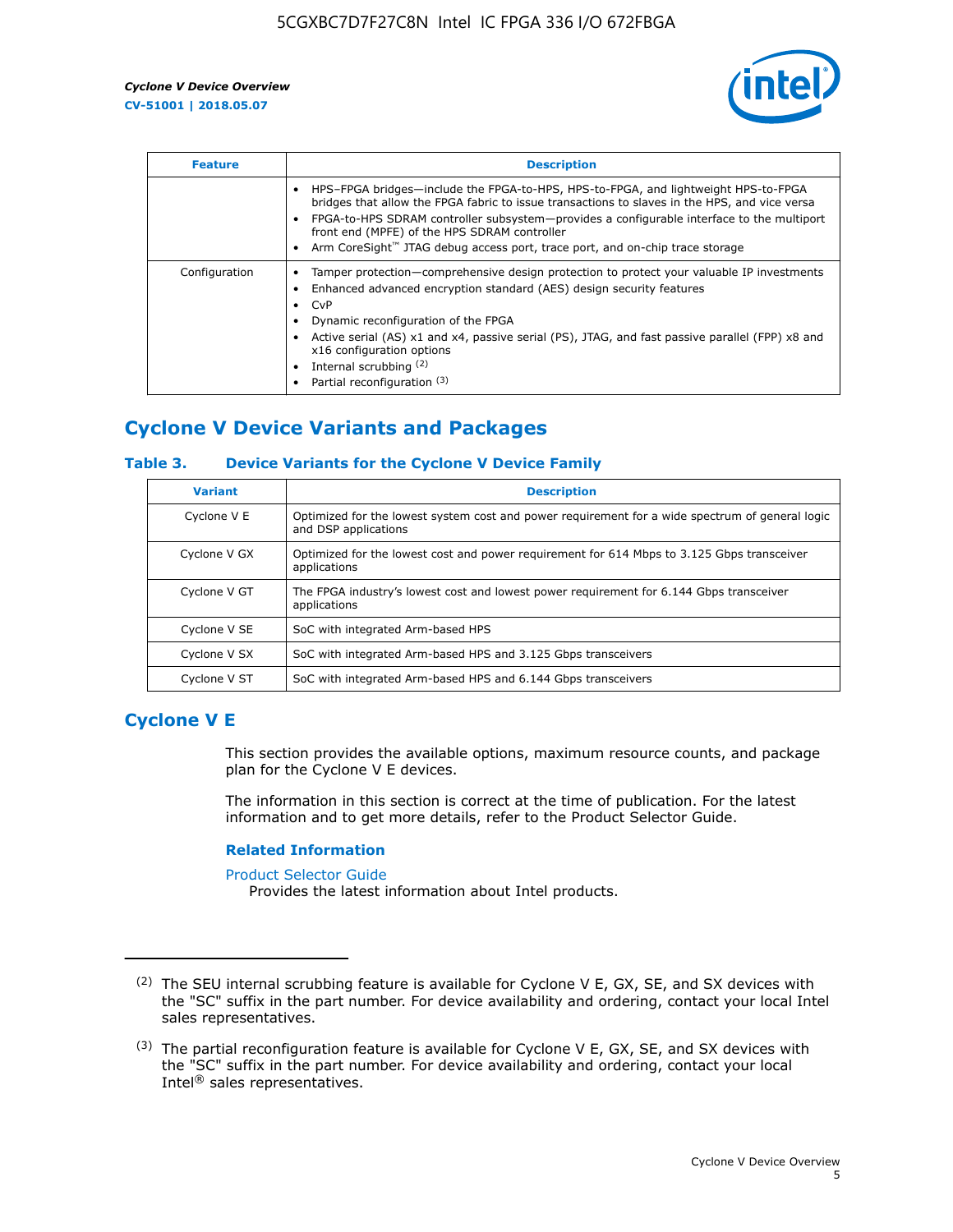| Feature | Description |
| --- | --- |
| | • HPS–FPGA bridges—include the FPGA-to-HPS, HPS-to-FPGA, and lightweight HPS-to-FPGA bridges that allow the FPGA fabric to issue transactions to slaves in the HPS, and vice versa<br>• FPGA-to-HPS SDRAM controller subsystem—provides a configurable interface to the multiport front end (MPFE) of the HPS SDRAM controller<br>• Arm CoreSight™ JTAG debug access port, trace port, and on-chip trace storage |
| Configuration | • Tamper protection—comprehensive design protection to protect your valuable IP investments<br>• Enhanced advanced encryption standard (AES) design security features<br>• CvP<br>• Dynamic reconfiguration of the FPGA<br>• Active serial (AS) x1 and x4, passive serial (PS), JTAG, and fast passive parallel (FPP) x8 and x16 configuration options<br>• Internal scrubbing [(2)]<br>• Partial reconfiguration [(3)] |

## Cyclone V Device Variants and Packages

### Table 3. Device Variants for the Cyclone V Device Family

| Variant | Description |
| --- | --- |
| Cyclone V E | Optimized for the lowest system cost and power requirement for a wide spectrum of general logic and DSP applications |
| Cyclone V GX | Optimized for the lowest cost and power requirement for 614 Mbps to 3.125 Gbps transceiver applications |
| Cyclone V GT | The FPGA industry's lowest cost and lowest power requirement for 6.144 Gbps transceiver applications |
| Cyclone V SE | SoC with integrated Arm-based HPS |
| Cyclone V SX | SoC with integrated Arm-based HPS and 3.125 Gbps transceivers |
| Cyclone V ST | SoC with integrated Arm-based HPS and 6.144 Gbps transceivers |

## Cyclone V E

This section provides the available options, maximum resource counts, and package plan for the Cyclone V E devices.

The information in this section is correct at the time of publication. For the latest information and to get more details, refer to the Product Selector Guide.

#### Related Information

Product Selector Guide
Provides the latest information about Intel products.

---

(2) The SEU internal scrubbing feature is available for Cyclone V E, GX, SE, and SX devices with the "SC" suffix in the part number. For device availability and ordering, contact your local Intel sales representatives.

(3) The partial reconfiguration feature is available for Cyclone V E, GX, SE, and SX devices with the "SC" suffix in the part number. For device availability and ordering, contact your local Intel® sales representatives.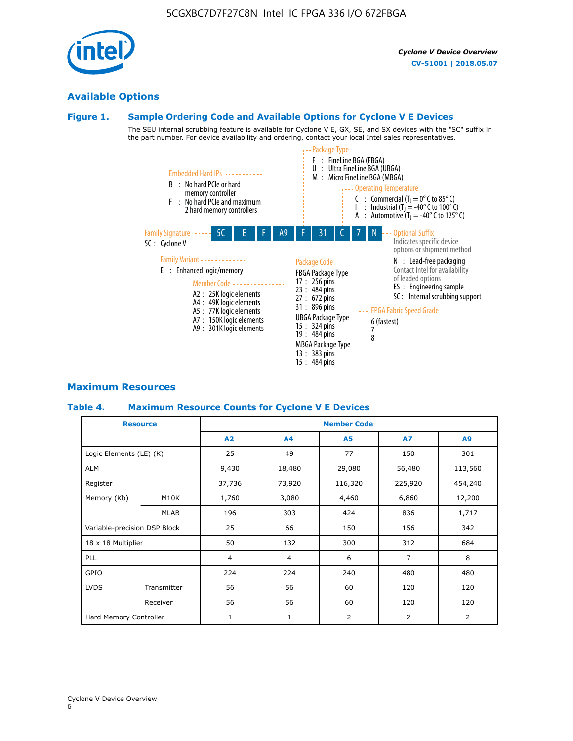## Available Options

### Figure 1. Sample Ordering Code and Available Options for Cyclone V E Devices

The SEU internal scrubbing feature is available for Cyclone V E, GX, SE, and SX devices with the "SC" suffix in the part number. For device availability and ordering, contact your local Intel sales representatives.

Sample ordering code: 5C E F A9 F 31 C 7 N

- **Family Signature**
  - 5C : Cyclone V
- **Family Variant**
  - E : Enhanced logic/memory
- **Embedded Hard IPs**
  - B : No hard PCIe or hard memory controller
  - F : No hard PCIe and maximum 2 hard memory controllers
- **Member Code**
  - A2 : 25K logic elements
  - A4 : 49K logic elements
  - A5 : 77K logic elements
  - A7 : 150K logic elements
  - A9 : 301K logic elements
- **Package Type**
  - F : FineLine BGA (FBGA)
  - U : Ultra FineLine BGA (UBGA)
  - M : Micro FineLine BGA (MBGA)
- **Package Code**
  - FBGA Package Type
    - 17 : 256 pins
    - 23 : 484 pins
    - 27 : 672 pins
    - 31 : 896 pins
  - UBGA Package Type
    - 15 : 324 pins
    - 19 : 484 pins
  - MBGA Package Type
    - 13 : 383 pins
    - 15 : 484 pins
- **Operating Temperature**
  - C : Commercial ($T_J$ = 0° C to 85° C)
  - I : Industrial ($T_J$ = -40° C to 100° C)
  - A : Automotive ($T_J$ = -40° C to 125° C)
- **FPGA Fabric Speed Grade**
  - 6 (fastest)
  - 7
  - 8
- **Optional Suffix**
  - Indicates specific device options or shipment method
  - N : Lead-free packaging
  - Contact Intel for availability of leaded options
  - ES : Engineering sample
  - SC : Internal scrubbing support

## Maximum Resources

### Table 4. Maximum Resource Counts for Cyclone V E Devices

| Resource | | Member Code | | | | |
|---|---|---|---|---|---|---|
| | | A2 | A4 | A5 | A7 | A9 |
| Logic Elements (LE) (K) | | 25 | 49 | 77 | 150 | 301 |
| ALM | | 9,430 | 18,480 | 29,080 | 56,480 | 113,560 |
| Register | | 37,736 | 73,920 | 116,320 | 225,920 | 454,240 |
| Memory (Kb) | M10K | 1,760 | 3,080 | 4,460 | 6,860 | 12,200 |
| | MLAB | 196 | 303 | 424 | 836 | 1,717 |
| Variable-precision DSP Block | | 25 | 66 | 150 | 156 | 342 |
| 18 x 18 Multiplier | | 50 | 132 | 300 | 312 | 684 |
| PLL | | 4 | 4 | 6 | 7 | 8 |
| GPIO | | 224 | 224 | 240 | 480 | 480 |
| LVDS | Transmitter | 56 | 56 | 60 | 120 | 120 |
| | Receiver | 56 | 56 | 60 | 120 | 120 |
| Hard Memory Controller | | 1 | 1 | 2 | 2 | 2 |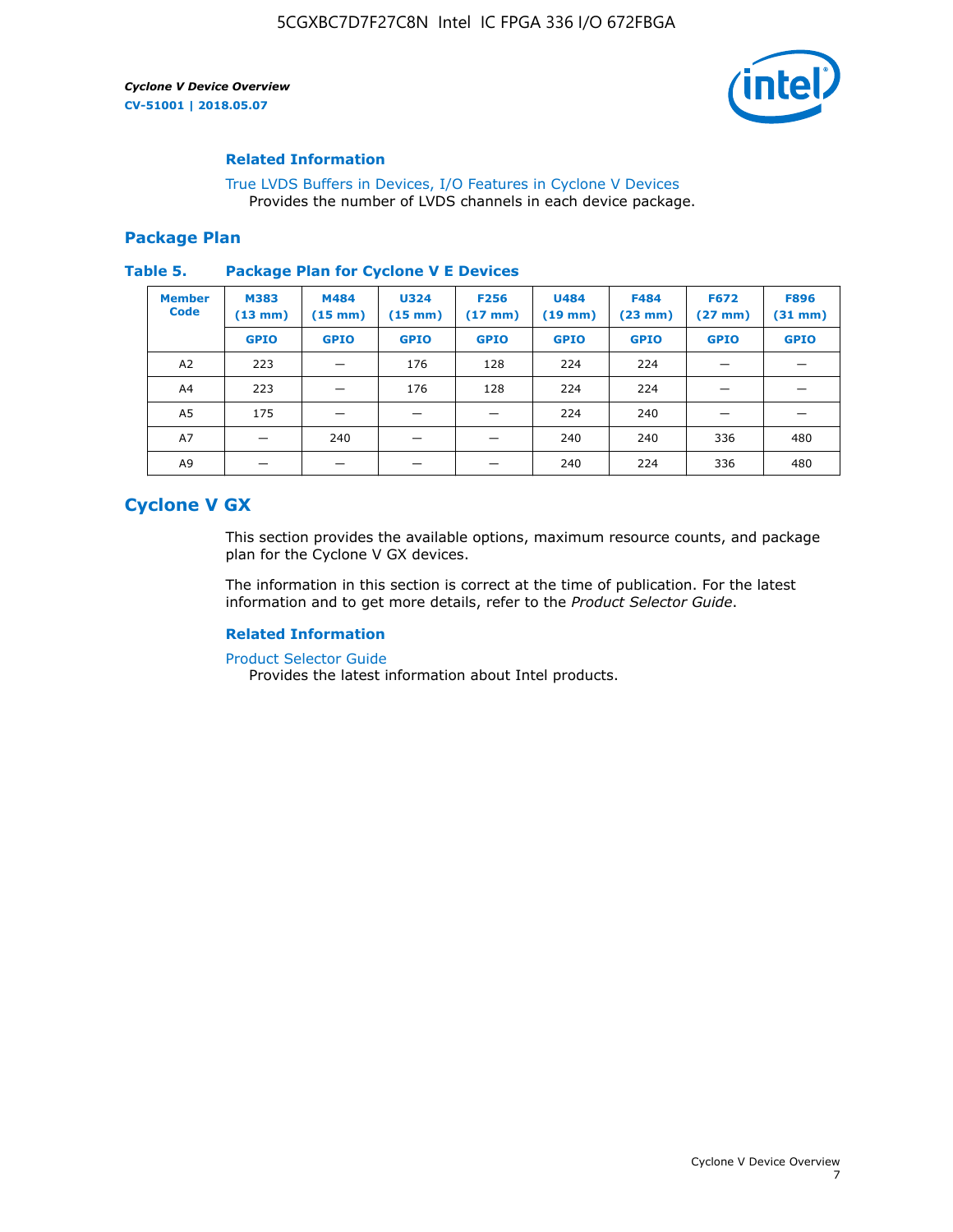### Related Information

True LVDS Buffers in Devices, I/O Features in Cyclone V Devices
Provides the number of LVDS channels in each device package.

## Package Plan

**Table 5. Package Plan for Cyclone V E Devices**

| Member Code | M383 (13 mm) | M484 (15 mm) | U324 (15 mm) | F256 (17 mm) | U484 (19 mm) | F484 (23 mm) | F672 (27 mm) | F896 (31 mm) |
|---|---|---|---|---|---|---|---|---|
| | GPIO | GPIO | GPIO | GPIO | GPIO | GPIO | GPIO | GPIO |
| A2 | 223 | — | 176 | 128 | 224 | 224 | — | — |
| A4 | 223 | — | 176 | 128 | 224 | 224 | — | — |
| A5 | 175 | — | — | — | 224 | 240 | — | — |
| A7 | — | 240 | — | — | 240 | 240 | 336 | 480 |
| A9 | — | — | — | — | 240 | 224 | 336 | 480 |

# Cyclone V GX

This section provides the available options, maximum resource counts, and package plan for the Cyclone V GX devices.

The information in this section is correct at the time of publication. For the latest information and to get more details, refer to the *Product Selector Guide*.

### Related Information

Product Selector Guide
Provides the latest information about Intel products.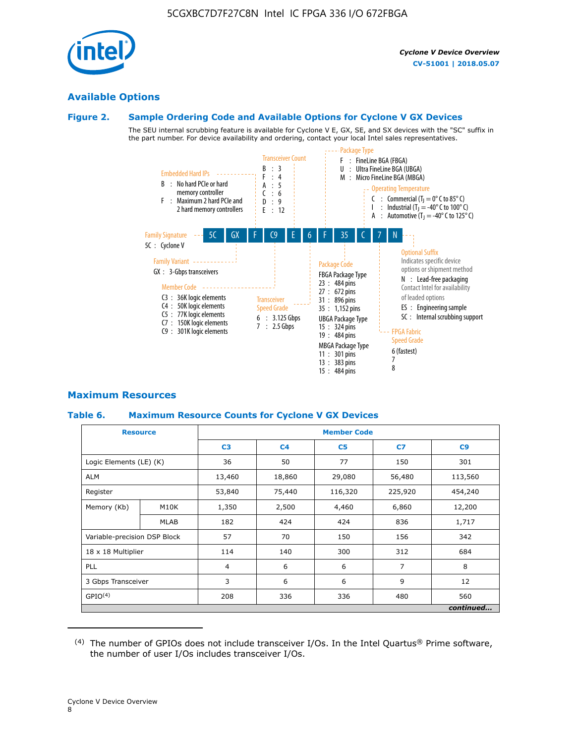## Available Options

### Figure 2. Sample Ordering Code and Available Options for Cyclone V GX Devices

The SEU internal scrubbing feature is available for Cyclone V E, GX, SE, and SX devices with the "SC" suffix in the part number. For device availability and ordering, contact your local Intel sales representatives.

| 5C | GX | F | C9 | E | 6 | F | 35 | C | 7 | N |
|---|---|---|---|---|---|---|---|---|---|---|

**Family Signature**
5C : Cyclone V

**Family Variant**
GX : 3-Gbps transceivers

**Embedded Hard IPs**
B : No hard PCIe or hard memory controller
F : Maximum 2 hard PCIe and 2 hard memory controllers

**Member Code**
C3 : 36K logic elements
C4 : 50K logic elements
C5 : 77K logic elements
C7 : 150K logic elements
C9 : 301K logic elements

**Transceiver Count**
B : 3
F : 4
A : 5
C : 6
D : 9
E : 12

**Transceiver Speed Grade**
6 : 3.125 Gbps
7 : 2.5 Gbps

**Package Type**
F : FineLine BGA (FBGA)
U : Ultra FineLine BGA (UBGA)
M : Micro FineLine BGA (MBGA)

**Package Code**
FBGA Package Type
23 : 484 pins
27 : 672 pins
31 : 896 pins
35 : 1,152 pins
UBGA Package Type
15 : 324 pins
19 : 484 pins
MBGA Package Type
11 : 301 pins
13 : 383 pins
15 : 484 pins

**Operating Temperature**
C : Commercial ($T_J$ = 0° C to 85° C)
I : Industrial ($T_J$ = -40° C to 100° C)
A : Automotive ($T_J$ = -40° C to 125° C)

**FPGA Fabric Speed Grade**
6 (fastest)
7
8

**Optional Suffix**
Indicates specific device options or shipment method
N : Lead-free packaging
Contact Intel for availability of leaded options
ES : Engineering sample
SC : Internal scrubbing support

## Maximum Resources

### Table 6. Maximum Resource Counts for Cyclone V GX Devices

| Resource | | Member Code | | | | |
|---|---|---|---|---|---|---|
| | | C3 | C4 | C5 | C7 | C9 |
| Logic Elements (LE) (K) | | 36 | 50 | 77 | 150 | 301 |
| ALM | | 13,460 | 18,860 | 29,080 | 56,480 | 113,560 |
| Register | | 53,840 | 75,440 | 116,320 | 225,920 | 454,240 |
| Memory (Kb) | M10K | 1,350 | 2,500 | 4,460 | 6,860 | 12,200 |
| | MLAB | 182 | 424 | 424 | 836 | 1,717 |
| Variable-precision DSP Block | | 57 | 70 | 150 | 156 | 342 |
| 18 x 18 Multiplier | | 114 | 140 | 300 | 312 | 684 |
| PLL | | 4 | 6 | 6 | 7 | 8 |
| 3 Gbps Transceiver | | 3 | 6 | 6 | 9 | 12 |
| GPIO[4] | | 208 | 336 | 336 | 480 | 560 |

*continued...*

[4] The number of GPIOs does not include transceiver I/Os. In the Intel Quartus® Prime software, the number of user I/Os includes transceiver I/Os.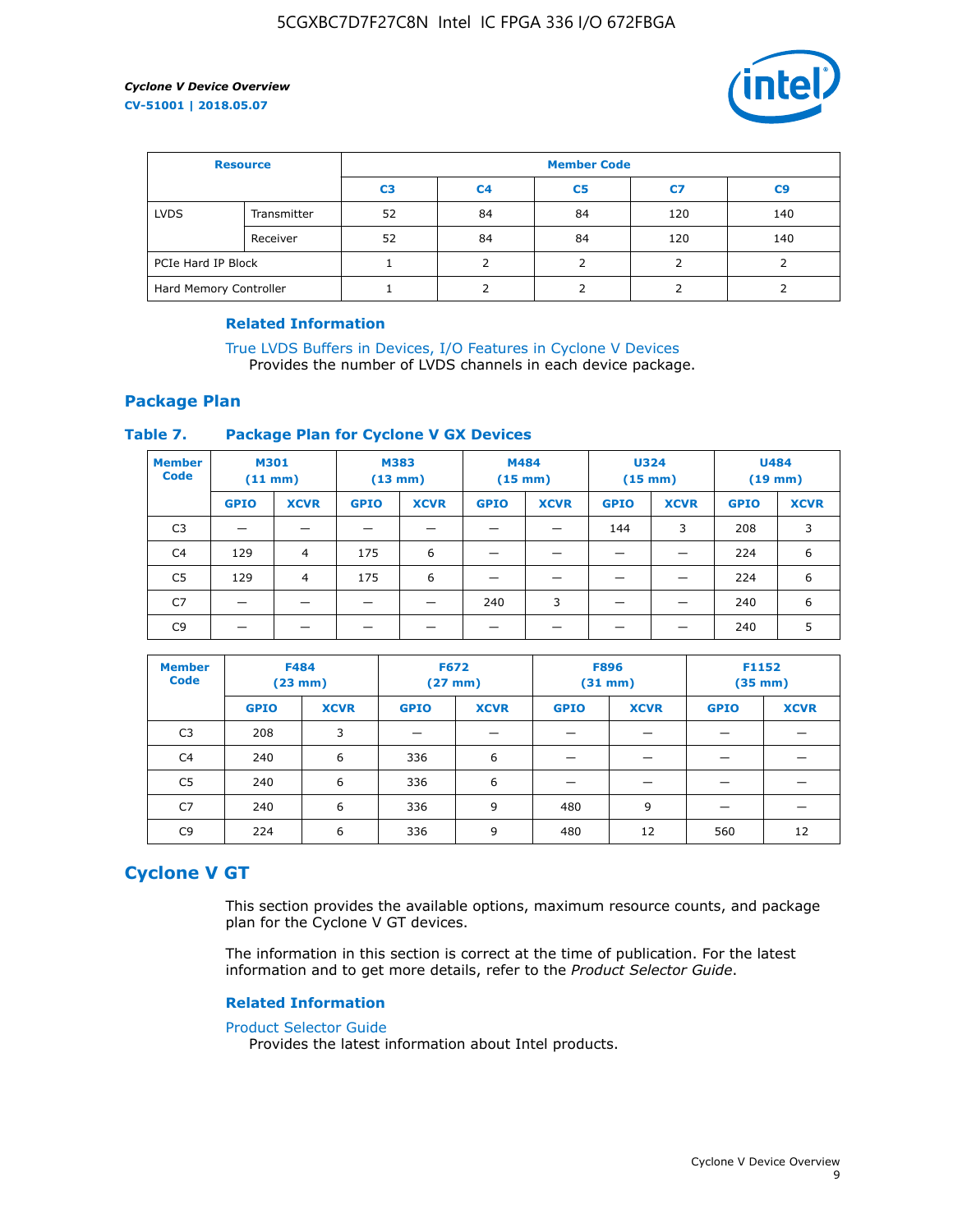| Resource | | Member Code | | | | |
|---|---|---|---|---|---|---|
| | | C3 | C4 | C5 | C7 | C9 |
| LVDS | Transmitter | 52 | 84 | 84 | 120 | 140 |
| | Receiver | 52 | 84 | 84 | 120 | 140 |
| PCIe Hard IP Block | | 1 | 2 | 2 | 2 | 2 |
| Hard Memory Controller | | 1 | 2 | 2 | 2 | 2 |

#### Related Information

True LVDS Buffers in Devices, I/O Features in Cyclone V Devices
Provides the number of LVDS channels in each device package.

### Package Plan

**Table 7. Package Plan for Cyclone V GX Devices**

| Member Code | M301 (11 mm) | | M383 (13 mm) | | M484 (15 mm) | | U324 (15 mm) | | U484 (19 mm) | |
|---|---|---|---|---|---|---|---|---|---|---|
| | GPIO | XCVR | GPIO | XCVR | GPIO | XCVR | GPIO | XCVR | GPIO | XCVR |
| C3 | — | — | — | — | — | — | 144 | 3 | 208 | 3 |
| C4 | 129 | 4 | 175 | 6 | — | — | — | — | 224 | 6 |
| C5 | 129 | 4 | 175 | 6 | — | — | — | — | 224 | 6 |
| C7 | — | — | — | — | 240 | 3 | — | — | 240 | 6 |
| C9 | — | — | — | — | — | — | — | — | 240 | 5 |

| Member Code | F484 (23 mm) | | F672 (27 mm) | | F896 (31 mm) | | F1152 (35 mm) | |
|---|---|---|---|---|---|---|---|---|
| | GPIO | XCVR | GPIO | XCVR | GPIO | XCVR | GPIO | XCVR |
| C3 | 208 | 3 | — | — | — | — | — | — |
| C4 | 240 | 6 | 336 | 6 | — | — | — | — |
| C5 | 240 | 6 | 336 | 6 | — | — | — | — |
| C7 | 240 | 6 | 336 | 9 | 480 | 9 | — | — |
| C9 | 224 | 6 | 336 | 9 | 480 | 12 | 560 | 12 |

## Cyclone V GT

This section provides the available options, maximum resource counts, and package plan for the Cyclone V GT devices.

The information in this section is correct at the time of publication. For the latest information and to get more details, refer to the *Product Selector Guide*.

#### Related Information

Product Selector Guide
Provides the latest information about Intel products.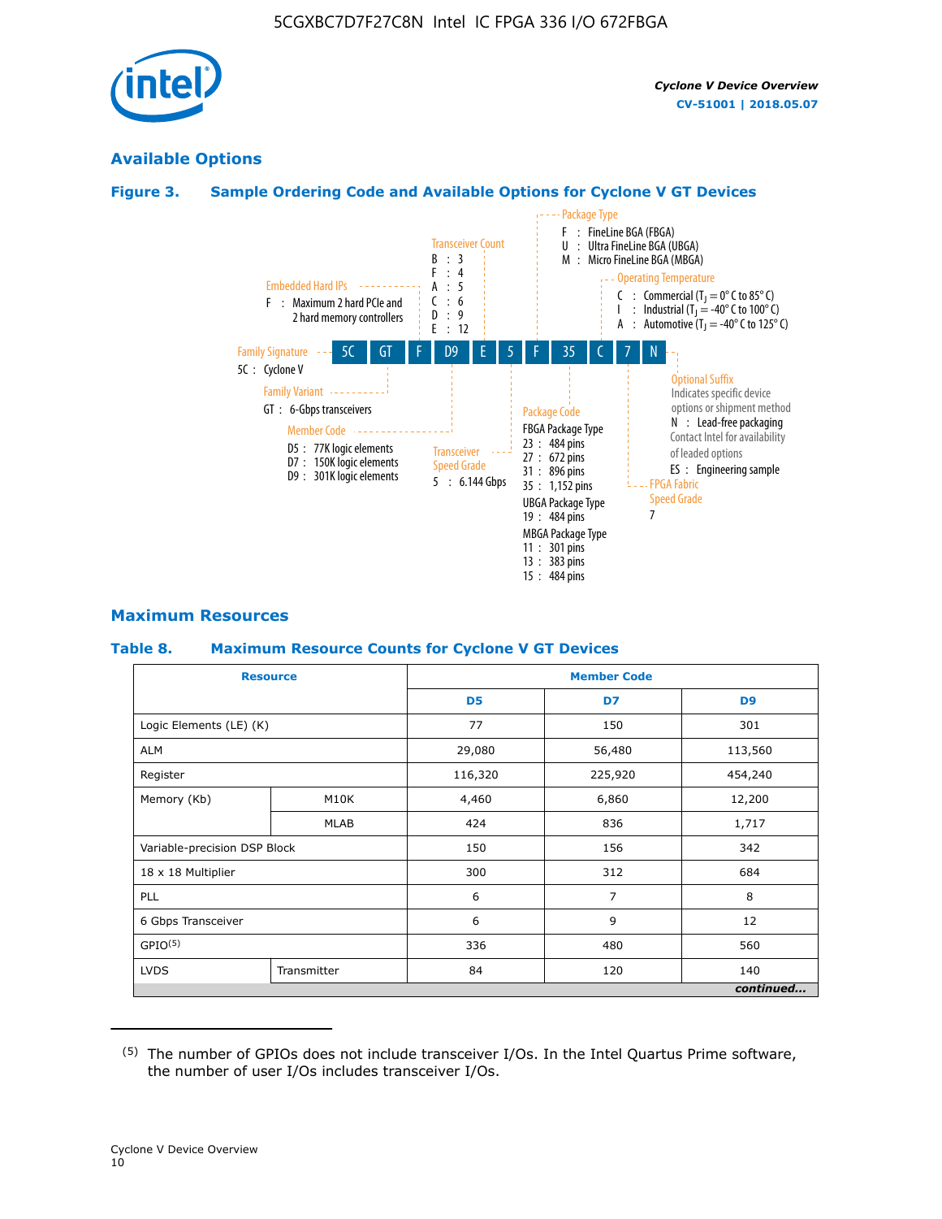## Available Options

### Figure 3. Sample Ordering Code and Available Options for Cyclone V GT Devices

Sample ordering code: **5C GT F D9 E 5 F 35 C 7 N**

- **Family Signature**
  - 5C : Cyclone V
- **Family Variant**
  - GT : 6-Gbps transceivers
- **Embedded Hard IPs**
  - F : Maximum 2 hard PCIe and 2 hard memory controllers
- **Member Code**
  - D5 : 77K logic elements
  - D7 : 150K logic elements
  - D9 : 301K logic elements
- **Transceiver Count**
  - B : 3
  - F : 4
  - A : 5
  - C : 6
  - D : 9
  - E : 12
- **Transceiver Speed Grade**
  - 5 : 6.144 Gbps
- **Package Type**
  - F : FineLine BGA (FBGA)
  - U : Ultra FineLine BGA (UBGA)
  - M : Micro FineLine BGA (MBGA)
- **Package Code**
  - FBGA Package Type
    - 23 : 484 pins
    - 27 : 672 pins
    - 31 : 896 pins
    - 35 : 1,152 pins
  - UBGA Package Type
    - 19 : 484 pins
  - MBGA Package Type
    - 11 : 301 pins
    - 13 : 383 pins
    - 15 : 484 pins
- **Operating Temperature**
  - C : Commercial ($T_J$ = 0° C to 85° C)
  - I : Industrial ($T_J$ = -40° C to 100° C)
  - A : Automotive ($T_J$ = -40° C to 125° C)
- **FPGA Fabric Speed Grade**
  - 7
- **Optional Suffix**
  - Indicates specific device options or shipment method
  - N : Lead-free packaging
  - Contact Intel for availability of leaded options
  - ES : Engineering sample

## Maximum Resources

### Table 8. Maximum Resource Counts for Cyclone V GT Devices

| Resource | | Member Code | | |
|---|---|---|---|---|
| | | D5 | D7 | D9 |
| Logic Elements (LE) (K) | | 77 | 150 | 301 |
| ALM | | 29,080 | 56,480 | 113,560 |
| Register | | 116,320 | 225,920 | 454,240 |
| Memory (Kb) | M10K | 4,460 | 6,860 | 12,200 |
| | MLAB | 424 | 836 | 1,717 |
| Variable-precision DSP Block | | 150 | 156 | 342 |
| 18 x 18 Multiplier | | 300 | 312 | 684 |
| PLL | | 6 | 7 | 8 |
| 6 Gbps Transceiver | | 6 | 9 | 12 |
| GPIO[5] | | 336 | 480 | 560 |
| LVDS | Transmitter | 84 | 120 | 140 |

*continued...*

(5) The number of GPIOs does not include transceiver I/Os. In the Intel Quartus Prime software, the number of user I/Os includes transceiver I/Os.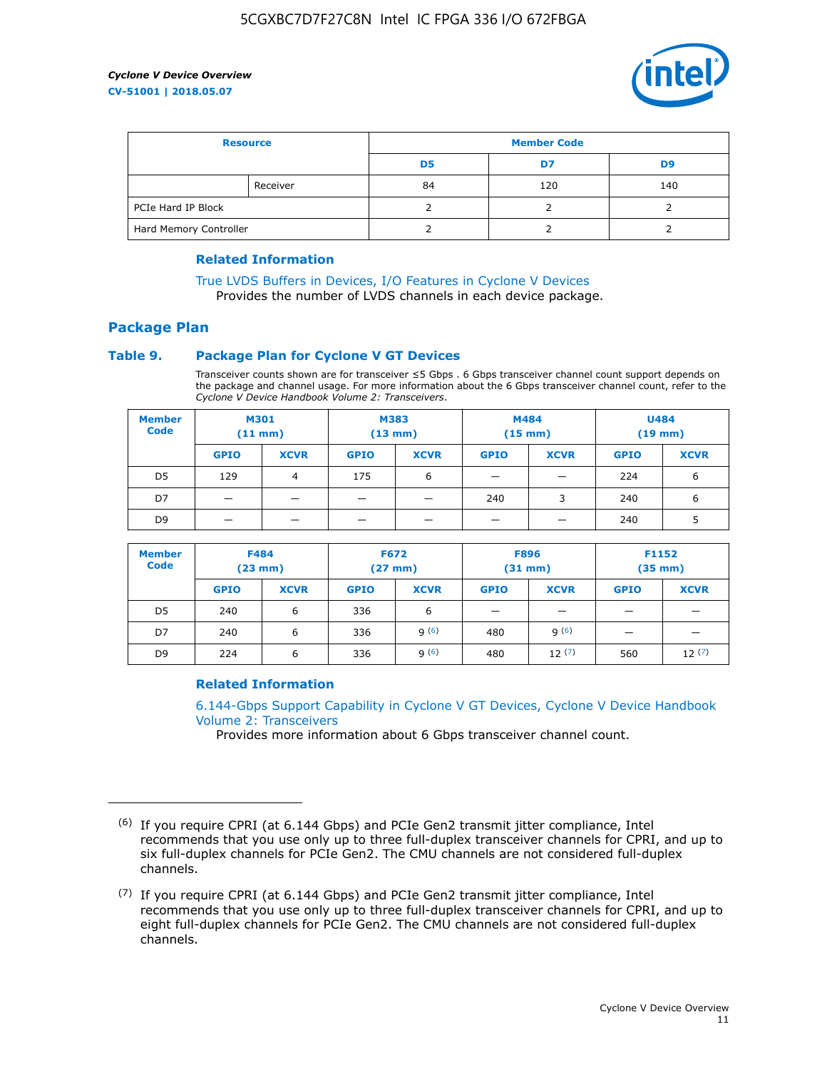| Resource | | Member Code | | |
|---|---|---|---|---|
| | | D5 | D7 | D9 |
| | Receiver | 84 | 120 | 140 |
| PCIe Hard IP Block | | 2 | 2 | 2 |
| Hard Memory Controller | | 2 | 2 | 2 |

### Related Information

True LVDS Buffers in Devices, I/O Features in Cyclone V Devices
Provides the number of LVDS channels in each device package.

## Package Plan

### Table 9. Package Plan for Cyclone V GT Devices

Transceiver counts shown are for transceiver ≤5 Gbps . 6 Gbps transceiver channel count support depends on the package and channel usage. For more information about the 6 Gbps transceiver channel count, refer to the *Cyclone V Device Handbook Volume 2: Transceivers*.

| Member Code | M301 (11 mm) | | M383 (13 mm) | | M484 (15 mm) | | U484 (19 mm) | |
|---|---|---|---|---|---|---|---|---|
| | GPIO | XCVR | GPIO | XCVR | GPIO | XCVR | GPIO | XCVR |
| D5 | 129 | 4 | 175 | 6 | — | — | 224 | 6 |
| D7 | — | — | — | — | 240 | 3 | 240 | 6 |
| D9 | — | — | — | — | — | — | 240 | 5 |

| Member Code | F484 (23 mm) | | F672 (27 mm) | | F896 (31 mm) | | F1152 (35 mm) | |
|---|---|---|---|---|---|---|---|---|
| | GPIO | XCVR | GPIO | XCVR | GPIO | XCVR | GPIO | XCVR |
| D5 | 240 | 6 | 336 | 6 | — | — | — | — |
| D7 | 240 | 6 | 336 | 9 (6) | 480 | 9 (6) | — | — |
| D9 | 224 | 6 | 336 | 9 (6) | 480 | 12 (7) | 560 | 12 (7) |

### Related Information

6.144-Gbps Support Capability in Cyclone V GT Devices, Cyclone V Device Handbook Volume 2: Transceivers
Provides more information about 6 Gbps transceiver channel count.

---

(6) If you require CPRI (at 6.144 Gbps) and PCIe Gen2 transmit jitter compliance, Intel recommends that you use only up to three full-duplex transceiver channels for CPRI, and up to six full-duplex channels for PCIe Gen2. The CMU channels are not considered full-duplex channels.

(7) If you require CPRI (at 6.144 Gbps) and PCIe Gen2 transmit jitter compliance, Intel recommends that you use only up to three full-duplex transceiver channels for CPRI, and up to eight full-duplex channels for PCIe Gen2. The CMU channels are not considered full-duplex channels.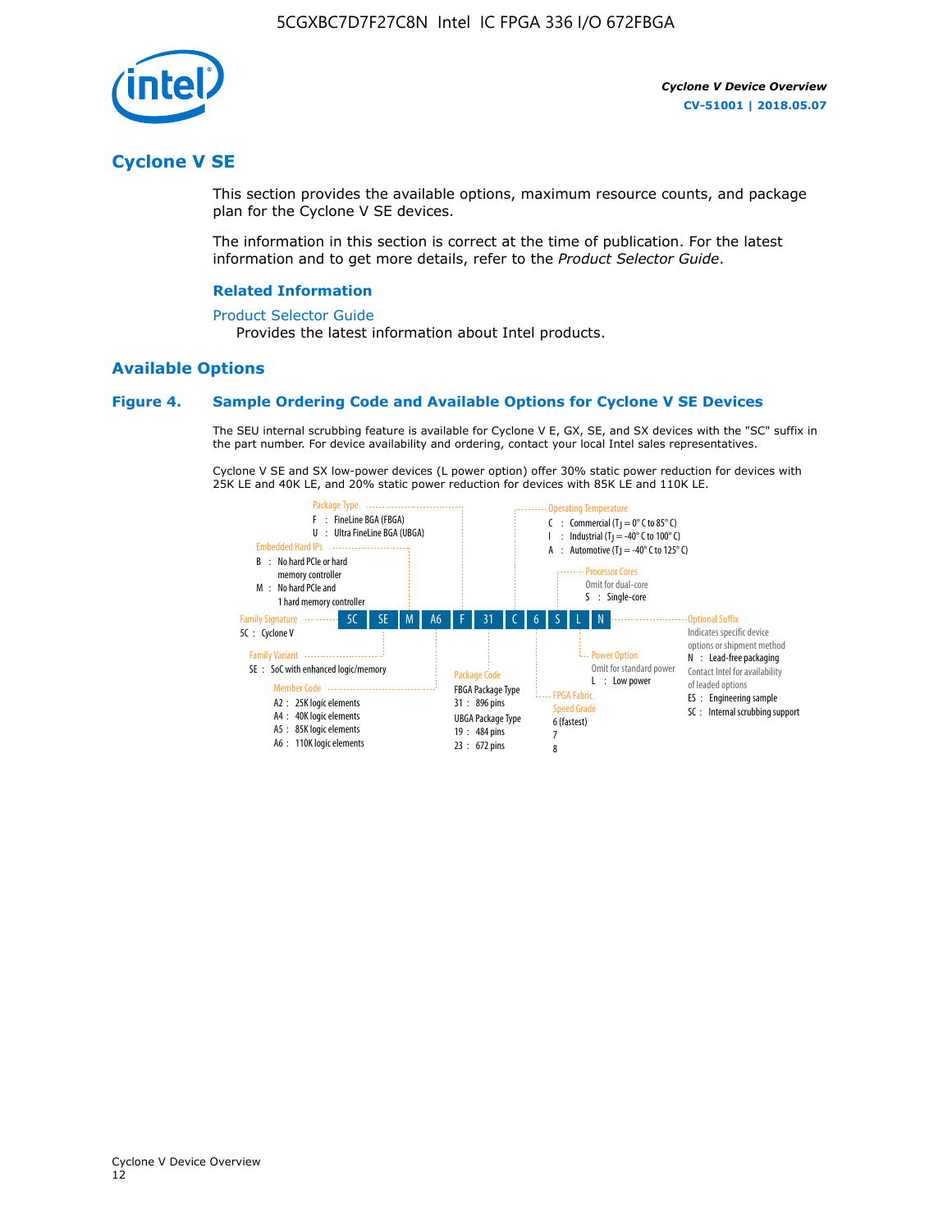# Cyclone V SE

This section provides the available options, maximum resource counts, and package plan for the Cyclone V SE devices.

The information in this section is correct at the time of publication. For the latest information and to get more details, refer to the *Product Selector Guide*.

### Related Information

Product Selector Guide

Provides the latest information about Intel products.

## Available Options

### Figure 4. Sample Ordering Code and Available Options for Cyclone V SE Devices

The SEU internal scrubbing feature is available for Cyclone V E, GX, SE, and SX devices with the "SC" suffix in the part number. For device availability and ordering, contact your local Intel sales representatives.

Cyclone V SE and SX low-power devices (L power option) offer 30% static power reduction for devices with 25K LE and 40K LE, and 20% static power reduction for devices with 85K LE and 110K LE.

5C SE M A6 F 31 C 6 S L N

Family Signature
5C : Cyclone V

Family Variant
SE : SoC with enhanced logic/memory

Embedded Hard IPs
B : No hard PCIe or hard memory controller
M : No hard PCIe and 1 hard memory controller

Member Code
A2 : 25K logic elements
A4 : 40K logic elements
A5 : 85K logic elements
A6 : 110K logic elements

Package Type
F : FineLine BGA (FBGA)
U : Ultra FineLine BGA (UBGA)

Package Code
FBGA Package Type
31 : 896 pins
UBGA Package Type
19 : 484 pins
23 : 672 pins

Operating Temperature
C : Commercial ($T_J$ = 0° C to 85° C)
I : Industrial ($T_J$ = -40° C to 100° C)
A : Automotive ($T_J$ = -40° C to 125° C)

FPGA Fabric Speed Grade
6 (fastest)
7
8

Processor Cores
Omit for dual-core
S : Single-core

Power Option
Omit for standard power
L : Low power

Optional Suffix
Indicates specific device options or shipment method
N : Lead-free packaging
Contact Intel for availability of leaded options
ES : Engineering sample
SC : Internal scrubbing support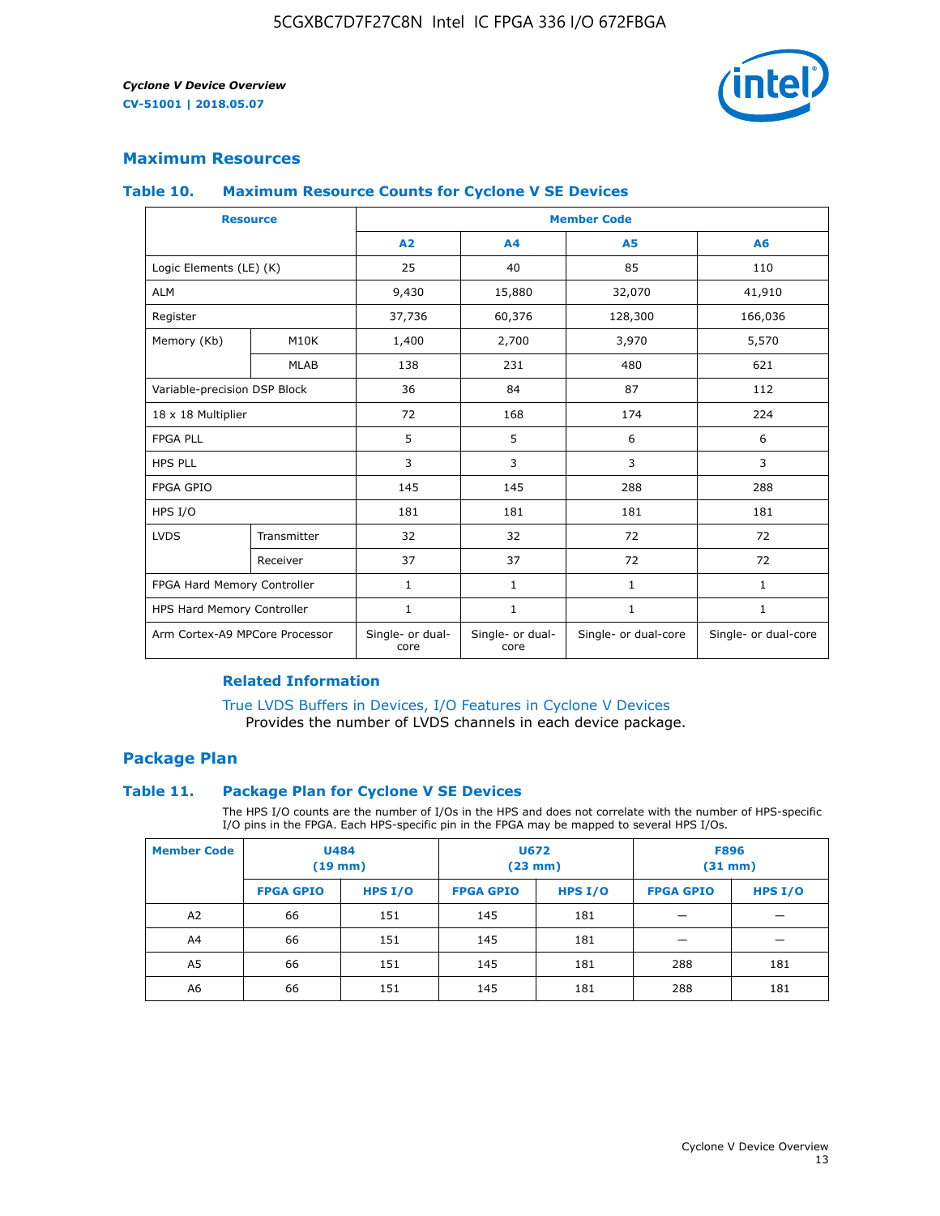## Maximum Resources

### Table 10. Maximum Resource Counts for Cyclone V SE Devices

| Resource | | Member Code | | | |
|---|---|---|---|---|---|
| | | A2 | A4 | A5 | A6 |
| Logic Elements (LE) (K) | | 25 | 40 | 85 | 110 |
| ALM | | 9,430 | 15,880 | 32,070 | 41,910 |
| Register | | 37,736 | 60,376 | 128,300 | 166,036 |
| Memory (Kb) | M10K | 1,400 | 2,700 | 3,970 | 5,570 |
| | MLAB | 138 | 231 | 480 | 621 |
| Variable-precision DSP Block | | 36 | 84 | 87 | 112 |
| 18 x 18 Multiplier | | 72 | 168 | 174 | 224 |
| FPGA PLL | | 5 | 5 | 6 | 6 |
| HPS PLL | | 3 | 3 | 3 | 3 |
| FPGA GPIO | | 145 | 145 | 288 | 288 |
| HPS I/O | | 181 | 181 | 181 | 181 |
| LVDS | Transmitter | 32 | 32 | 72 | 72 |
| | Receiver | 37 | 37 | 72 | 72 |
| FPGA Hard Memory Controller | | 1 | 1 | 1 | 1 |
| HPS Hard Memory Controller | | 1 | 1 | 1 | 1 |
| Arm Cortex-A9 MPCore Processor | | Single- or dual-core | Single- or dual-core | Single- or dual-core | Single- or dual-core |

#### Related Information

True LVDS Buffers in Devices, I/O Features in Cyclone V Devices
Provides the number of LVDS channels in each device package.

## Package Plan

### Table 11. Package Plan for Cyclone V SE Devices

The HPS I/O counts are the number of I/Os in the HPS and does not correlate with the number of HPS-specific I/O pins in the FPGA. Each HPS-specific pin in the FPGA may be mapped to several HPS I/Os.

| Member Code | U484 (19 mm) | | U672 (23 mm) | | F896 (31 mm) | |
|---|---|---|---|---|---|---|
| | FPGA GPIO | HPS I/O | FPGA GPIO | HPS I/O | FPGA GPIO | HPS I/O |
| A2 | 66 | 151 | 145 | 181 | — | — |
| A4 | 66 | 151 | 145 | 181 | — | — |
| A5 | 66 | 151 | 145 | 181 | 288 | 181 |
| A6 | 66 | 151 | 145 | 181 | 288 | 181 |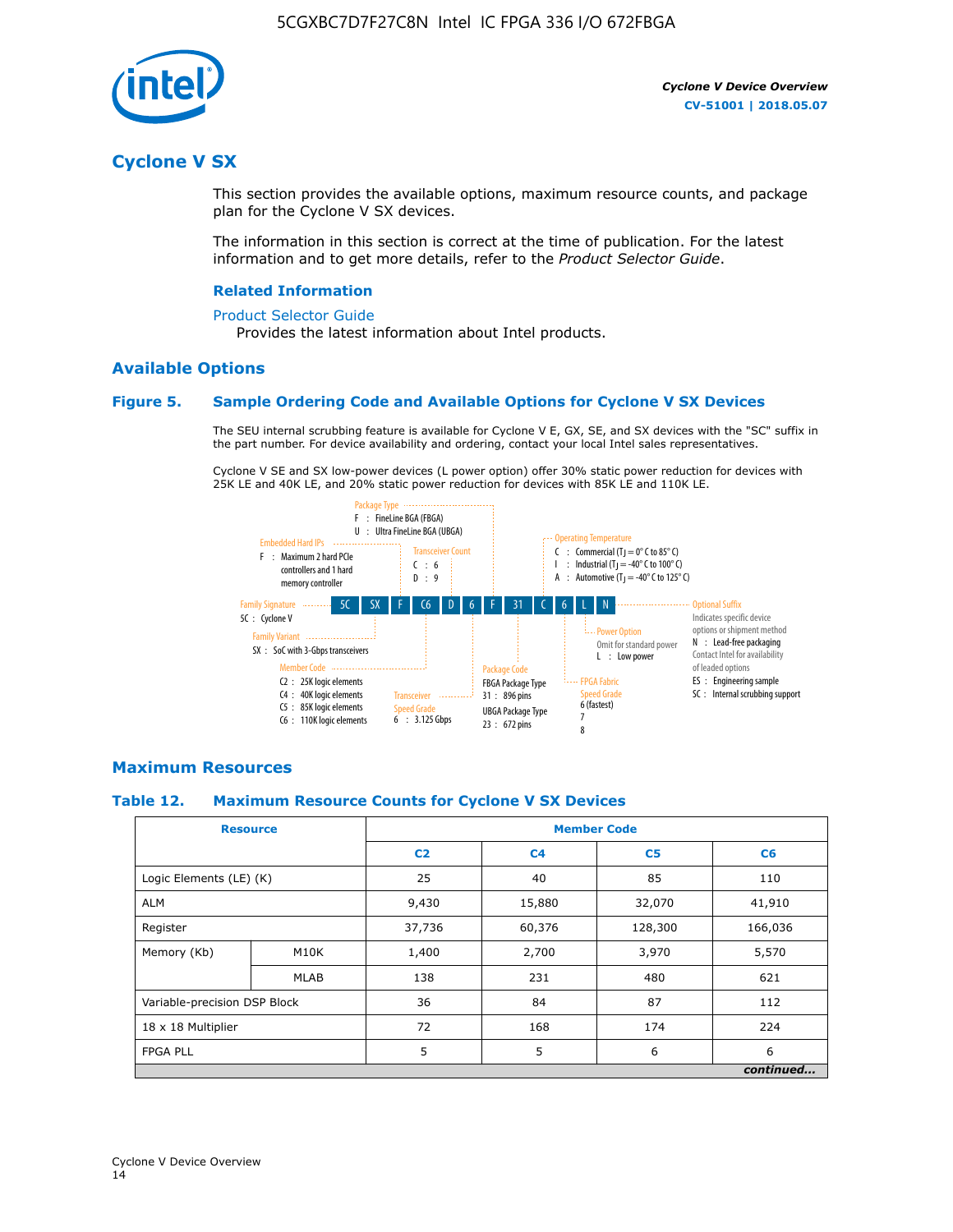## Cyclone V SX

This section provides the available options, maximum resource counts, and package plan for the Cyclone V SX devices.

The information in this section is correct at the time of publication. For the latest information and to get more details, refer to the *Product Selector Guide*.

### Related Information

Product Selector Guide
Provides the latest information about Intel products.

### Available Options

#### Figure 5. Sample Ordering Code and Available Options for Cyclone V SX Devices

The SEU internal scrubbing feature is available for Cyclone V E, GX, SE, and SX devices with the "SC" suffix in the part number. For device availability and ordering, contact your local Intel sales representatives.

Cyclone V SE and SX low-power devices (L power option) offer 30% static power reduction for devices with 25K LE and 40K LE, and 20% static power reduction for devices with 85K LE and 110K LE.

5C SX F C6 D 6 F 31 C 6 L N

- Family Signature
  - 5C : Cyclone V
- Family Variant
  - SX : SoC with 3-Gbps transceivers
- Embedded Hard IPs
  - F : Maximum 2 hard PCIe controllers and 1 hard memory controller
- Member Code
  - C2 : 25K logic elements
  - C4 : 40K logic elements
  - C5 : 85K logic elements
  - C6 : 110K logic elements
- Transceiver Count
  - C : 6
  - D : 9
- Transceiver Speed Grade
  - 6 : 3.125 Gbps
- Package Type
  - F : FineLine BGA (FBGA)
  - U : Ultra FineLine BGA (UBGA)
- Package Code
  - FBGA Package Type
    - 31 : 896 pins
  - UBGA Package Type
    - 23 : 672 pins
- Operating Temperature
  - C : Commercial ($T_J$ = 0° C to 85° C)
  - I : Industrial ($T_J$ = -40° C to 100° C)
  - A : Automotive ($T_J$ = -40° C to 125° C)
- FPGA Fabric Speed Grade
  - 6 (fastest)
  - 7
  - 8
- Power Option
  - Omit for standard power
  - L : Low power
- Optional Suffix
  - Indicates specific device options or shipment method
  - N : Lead-free packaging
  - Contact Intel for availability of leaded options
  - ES : Engineering sample
  - SC : Internal scrubbing support

### Maximum Resources

#### Table 12. Maximum Resource Counts for Cyclone V SX Devices

| Resource | | Member Code | | | |
|---|---|---|---|---|---|
| | | C2 | C4 | C5 | C6 |
| Logic Elements (LE) (K) | | 25 | 40 | 85 | 110 |
| ALM | | 9,430 | 15,880 | 32,070 | 41,910 |
| Register | | 37,736 | 60,376 | 128,300 | 166,036 |
| Memory (Kb) | M10K | 1,400 | 2,700 | 3,970 | 5,570 |
| | MLAB | 138 | 231 | 480 | 621 |
| Variable-precision DSP Block | | 36 | 84 | 87 | 112 |
| 18 x 18 Multiplier | | 72 | 168 | 174 | 224 |
| FPGA PLL | | 5 | 5 | 6 | 6 |

*continued...*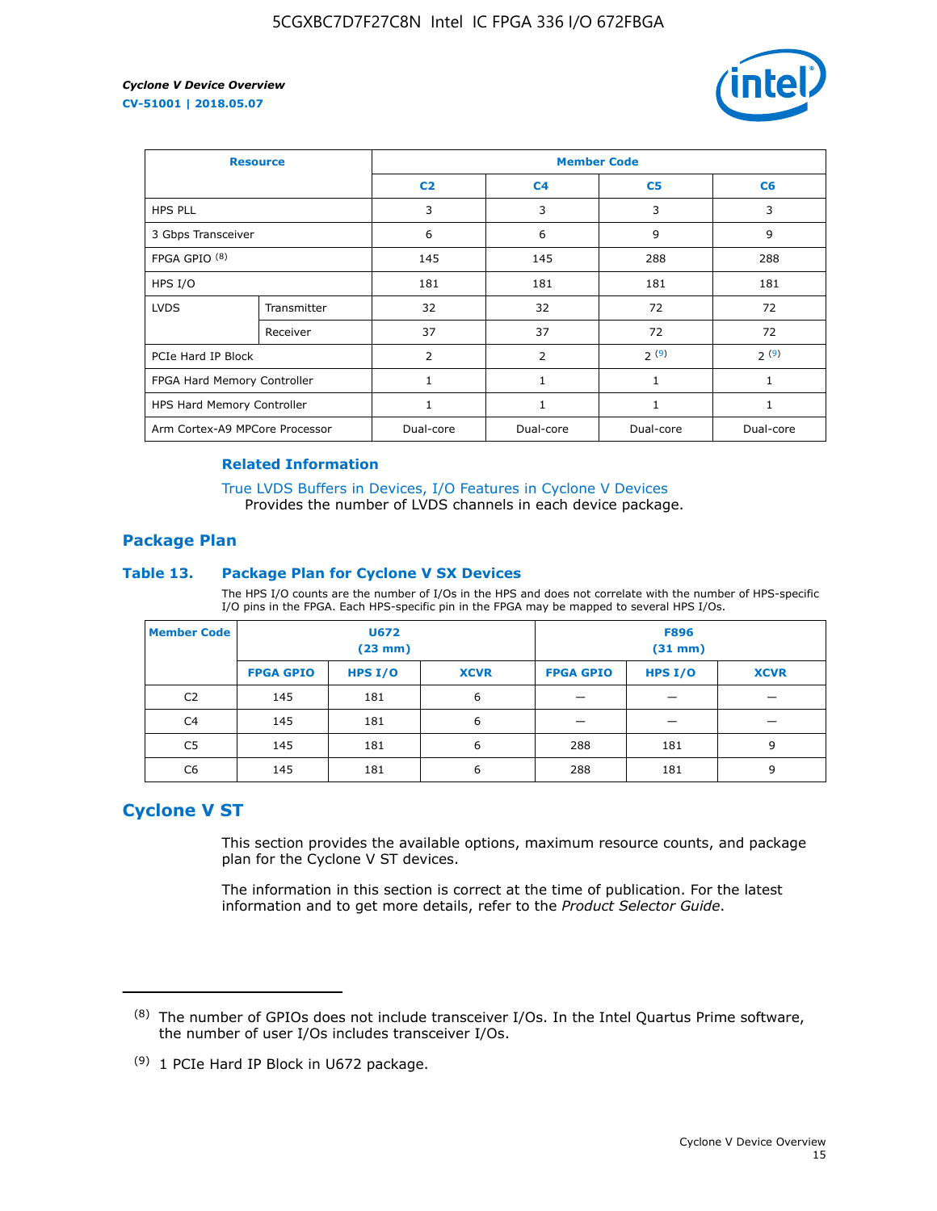| Resource | | Member Code | | | |
|---|---|---|---|---|---|
| | | C2 | C4 | C5 | C6 |
| HPS PLL | | 3 | 3 | 3 | 3 |
| 3 Gbps Transceiver | | 6 | 6 | 9 | 9 |
| FPGA GPIO [(8)] | | 145 | 145 | 288 | 288 |
| HPS I/O | | 181 | 181 | 181 | 181 |
| LVDS | Transmitter | 32 | 32 | 72 | 72 |
| | Receiver | 37 | 37 | 72 | 72 |
| PCIe Hard IP Block | | 2 | 2 | 2 [(9)] | 2 [(9)] |
| FPGA Hard Memory Controller | | 1 | 1 | 1 | 1 |
| HPS Hard Memory Controller | | 1 | 1 | 1 | 1 |
| Arm Cortex-A9 MPCore Processor | | Dual-core | Dual-core | Dual-core | Dual-core |

**Related Information**

True LVDS Buffers in Devices, I/O Features in Cyclone V Devices
Provides the number of LVDS channels in each device package.

## Package Plan

### Table 13. Package Plan for Cyclone V SX Devices

The HPS I/O counts are the number of I/Os in the HPS and does not correlate with the number of HPS-specific I/O pins in the FPGA. Each HPS-specific pin in the FPGA may be mapped to several HPS I/Os.

| Member Code | U672 (23 mm) | | | F896 (31 mm) | | |
|---|---|---|---|---|---|---|
| | FPGA GPIO | HPS I/O | XCVR | FPGA GPIO | HPS I/O | XCVR |
| C2 | 145 | 181 | 6 | — | — | — |
| C4 | 145 | 181 | 6 | — | — | — |
| C5 | 145 | 181 | 6 | 288 | 181 | 9 |
| C6 | 145 | 181 | 6 | 288 | 181 | 9 |

## Cyclone V ST

This section provides the available options, maximum resource counts, and package plan for the Cyclone V ST devices.

The information in this section is correct at the time of publication. For the latest information and to get more details, refer to the *Product Selector Guide*.

(8) The number of GPIOs does not include transceiver I/Os. In the Intel Quartus Prime software, the number of user I/Os includes transceiver I/Os.

(9) 1 PCIe Hard IP Block in U672 package.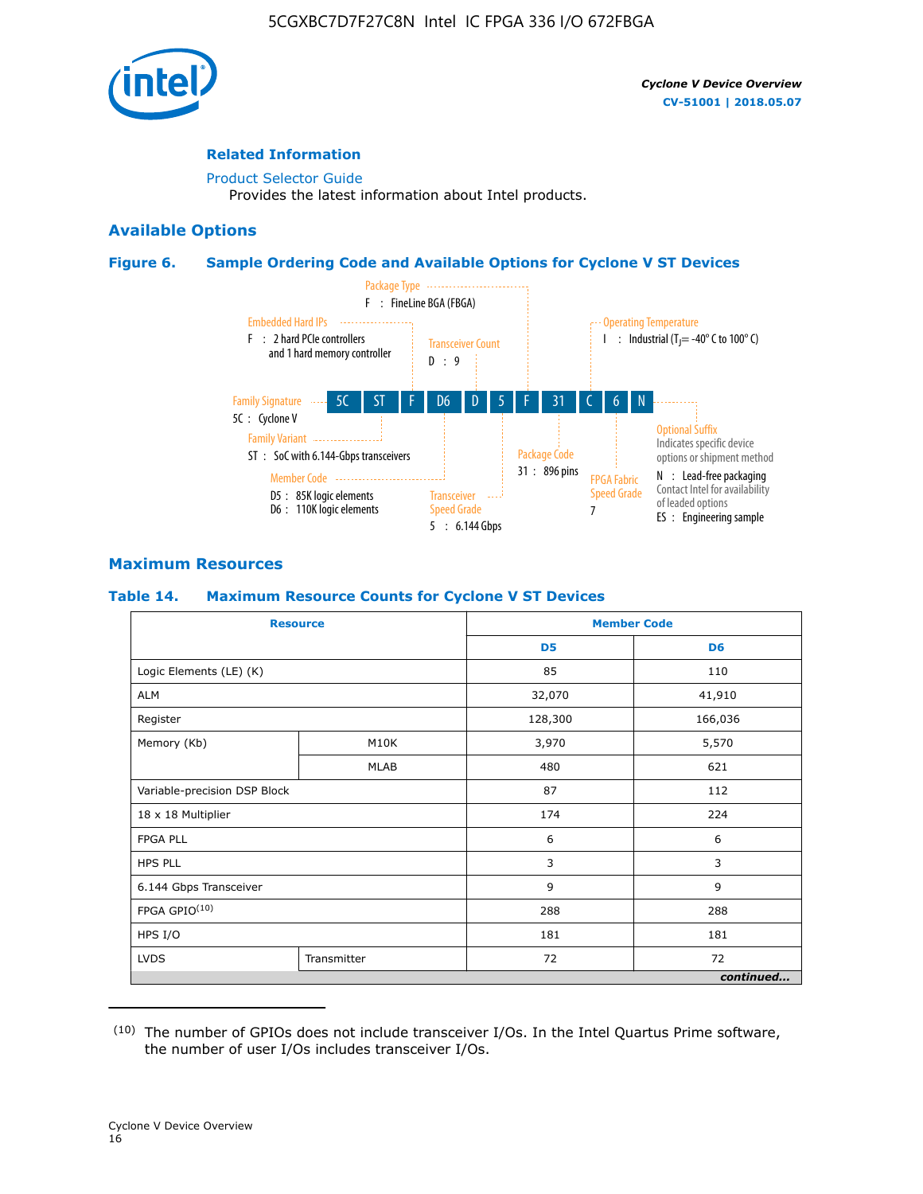## Related Information

Product Selector Guide
Provides the latest information about Intel products.

## Available Options

### Figure 6. Sample Ordering Code and Available Options for Cyclone V ST Devices

| 5C | ST | F | D6 | D | 5 | F | 31 | C | 6 | N |
|---|---|---|---|---|---|---|---|---|---|---|

- **Family Signature**
  - 5C : Cyclone V
- **Family Variant**
  - ST : SoC with 6.144-Gbps transceivers
- **Embedded Hard IPs**
  - F : 2 hard PCIe controllers and 1 hard memory controller
- **Member Code**
  - D5 : 85K logic elements
  - D6 : 110K logic elements
- **Transceiver Count**
  - D : 9
- **Transceiver Speed Grade**
  - 5 : 6.144 Gbps
- **Package Type**
  - F : FineLine BGA (FBGA)
- **Package Code**
  - 31 : 896 pins
- **Operating Temperature**
  - I : Industrial ($T_J$= -40° C to 100° C)
- **FPGA Fabric Speed Grade**
  - 7
- **Optional Suffix**
  - Indicates specific device options or shipment method
  - N : Lead-free packaging. Contact Intel for availability of leaded options
  - ES : Engineering sample

## Maximum Resources

### Table 14. Maximum Resource Counts for Cyclone V ST Devices

| Resource | | Member Code | |
|---|---|---|---|
| | | D5 | D6 |
| Logic Elements (LE) (K) | | 85 | 110 |
| ALM | | 32,070 | 41,910 |
| Register | | 128,300 | 166,036 |
| Memory (Kb) | M10K | 3,970 | 5,570 |
| | MLAB | 480 | 621 |
| Variable-precision DSP Block | | 87 | 112 |
| 18 x 18 Multiplier | | 174 | 224 |
| FPGA PLL | | 6 | 6 |
| HPS PLL | | 3 | 3 |
| 6.144 Gbps Transceiver | | 9 | 9 |
| FPGA GPIO[(10)] | | 288 | 288 |
| HPS I/O | | 181 | 181 |
| LVDS | Transmitter | 72 | 72 |

*continued...*

(10) The number of GPIOs does not include transceiver I/Os. In the Intel Quartus Prime software, the number of user I/Os includes transceiver I/Os.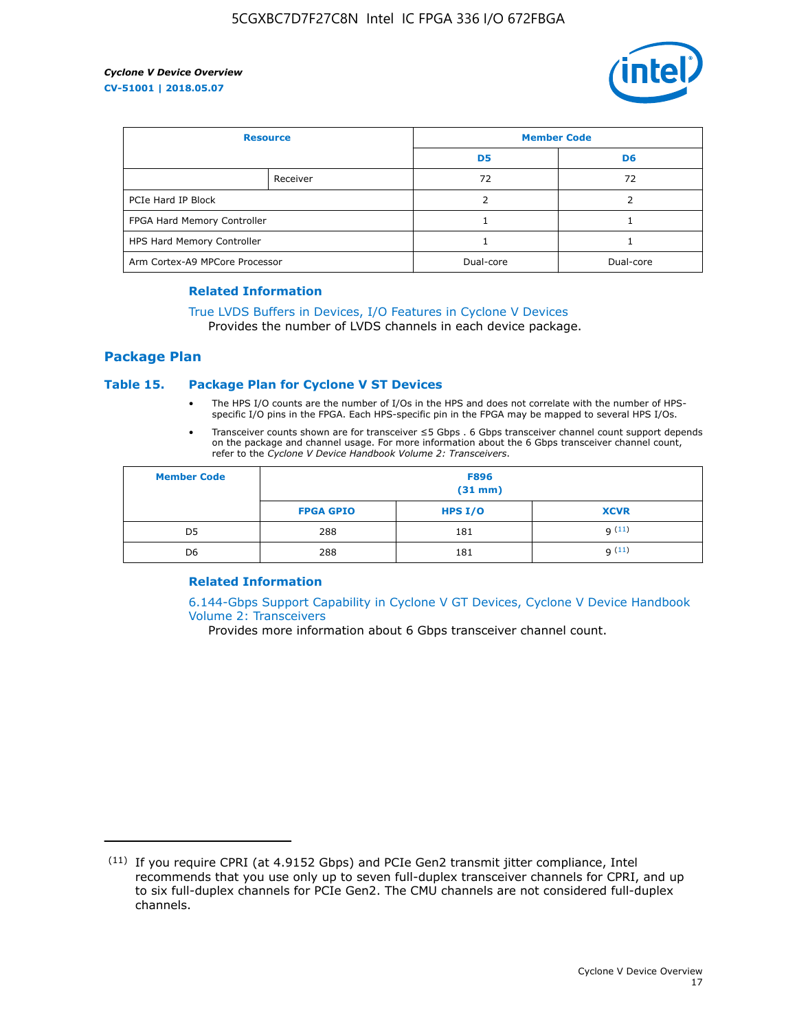| Resource | | Member Code | |
|---|---|---|---|
| | | D5 | D6 |
| | Receiver | 72 | 72 |
| PCIe Hard IP Block | | 2 | 2 |
| FPGA Hard Memory Controller | | 1 | 1 |
| HPS Hard Memory Controller | | 1 | 1 |
| Arm Cortex-A9 MPCore Processor | | Dual-core | Dual-core |

### Related Information

True LVDS Buffers in Devices, I/O Features in Cyclone V Devices
Provides the number of LVDS channels in each device package.

## Package Plan

### Table 15. Package Plan for Cyclone V ST Devices

- The HPS I/O counts are the number of I/Os in the HPS and does not correlate with the number of HPS-specific I/O pins in the FPGA. Each HPS-specific pin in the FPGA may be mapped to several HPS I/Os.
- Transceiver counts shown are for transceiver ≤5 Gbps . 6 Gbps transceiver channel count support depends on the package and channel usage. For more information about the 6 Gbps transceiver channel count, refer to the *Cyclone V Device Handbook Volume 2: Transceivers*.

| Member Code | F896 (31 mm) | | |
|---|---|---|---|
| | FPGA GPIO | HPS I/O | XCVR |
| D5 | 288 | 181 | 9 [11] |
| D6 | 288 | 181 | 9 [11] |

### Related Information

6.144-Gbps Support Capability in Cyclone V GT Devices, Cyclone V Device Handbook Volume 2: Transceivers
Provides more information about 6 Gbps transceiver channel count.

(11) If you require CPRI (at 4.9152 Gbps) and PCIe Gen2 transmit jitter compliance, Intel recommends that you use only up to seven full-duplex transceiver channels for CPRI, and up to six full-duplex channels for PCIe Gen2. The CMU channels are not considered full-duplex channels.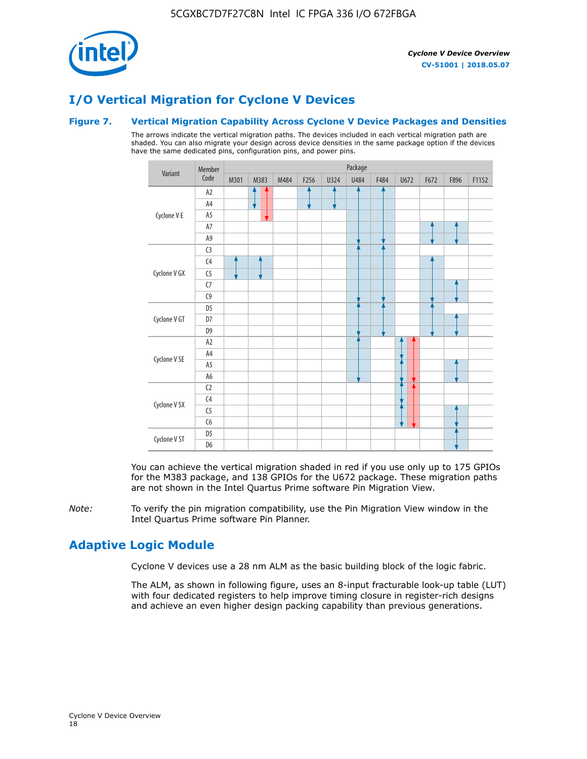## I/O Vertical Migration for Cyclone V Devices

### Figure 7. Vertical Migration Capability Across Cyclone V Device Packages and Densities

The arrows indicate the vertical migration paths. The devices included in each vertical migration path are shaded. You can also migrate your design across device densities in the same package option if the devices have the same dedicated pins, configuration pins, and power pins.

| Variant | Member Code | M301 | M383 | M484 | F256 | U324 | U484 | F484 | U672 | F672 | F896 | F1152 |
|---|---|---|---|---|---|---|---|---|---|---|---|---|
| Cyclone V E | A2 | | | | | | | | | | | |
| | A4 | | | | | | | | | | | |
| | A5 | | | | | | | | | | | |
| | A7 | | | | | | | | | | | |
| | A9 | | | | | | | | | | | |
| Cyclone V GX | C3 | | | | | | | | | | | |
| | C4 | | | | | | | | | | | |
| | C5 | | | | | | | | | | | |
| | C7 | | | | | | | | | | | |
| | C9 | | | | | | | | | | | |
| Cyclone V GT | D5 | | | | | | | | | | | |
| | D7 | | | | | | | | | | | |
| | D9 | | | | | | | | | | | |
| Cyclone V SE | A2 | | | | | | | | | | | |
| | A4 | | | | | | | | | | | |
| | A5 | | | | | | | | | | | |
| | A6 | | | | | | | | | | | |
| Cyclone V SX | C2 | | | | | | | | | | | |
| | C4 | | | | | | | | | | | |
| | C5 | | | | | | | | | | | |
| | C6 | | | | | | | | | | | |
| Cyclone V ST | D5 | | | | | | | | | | | |
| | D6 | | | | | | | | | | | |

You can achieve the vertical migration shaded in red if you use only up to 175 GPIOs for the M383 package, and 138 GPIOs for the U672 package. These migration paths are not shown in the Intel Quartus Prime software Pin Migration View.

*Note:* To verify the pin migration compatibility, use the Pin Migration View window in the Intel Quartus Prime software Pin Planner.

## Adaptive Logic Module

Cyclone V devices use a 28 nm ALM as the basic building block of the logic fabric.

The ALM, as shown in following figure, uses an 8-input fracturable look-up table (LUT) with four dedicated registers to help improve timing closure in register-rich designs and achieve an even higher design packing capability than previous generations.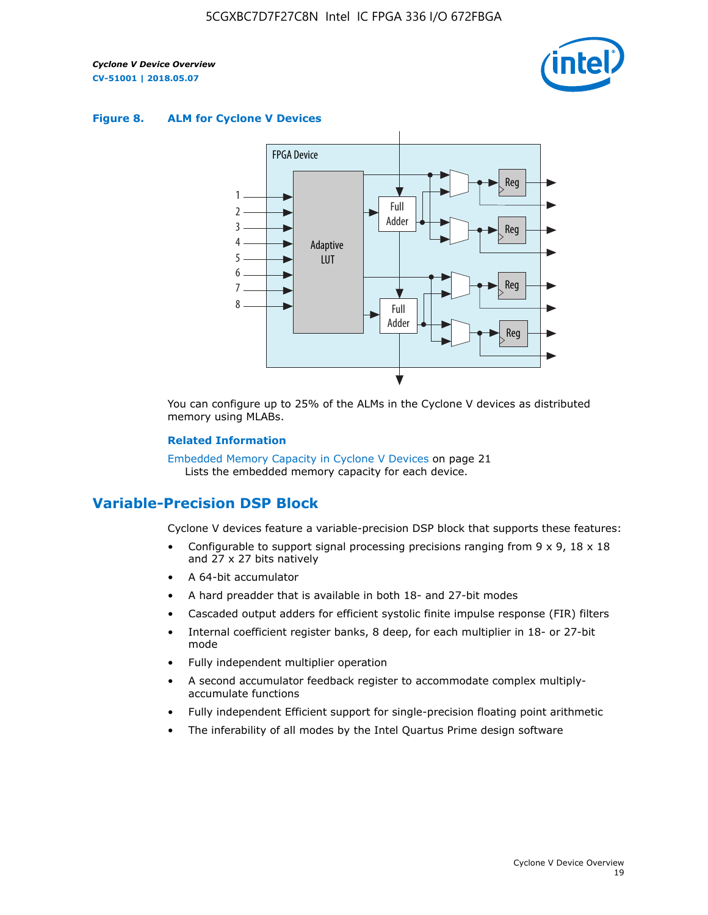**Figure 8. ALM for Cyclone V Devices**

You can configure up to 25% of the ALMs in the Cyclone V devices as distributed memory using MLABs.

**Related Information**

Embedded Memory Capacity in Cyclone V Devices on page 21
Lists the embedded memory capacity for each device.

## Variable-Precision DSP Block

Cyclone V devices feature a variable-precision DSP block that supports these features:

- Configurable to support signal processing precisions ranging from 9 x 9, 18 x 18 and 27 x 27 bits natively
- A 64-bit accumulator
- A hard preadder that is available in both 18- and 27-bit modes
- Cascaded output adders for efficient systolic finite impulse response (FIR) filters
- Internal coefficient register banks, 8 deep, for each multiplier in 18- or 27-bit mode
- Fully independent multiplier operation
- A second accumulator feedback register to accommodate complex multiply-accumulate functions
- Fully independent Efficient support for single-precision floating point arithmetic
- The inferability of all modes by the Intel Quartus Prime design software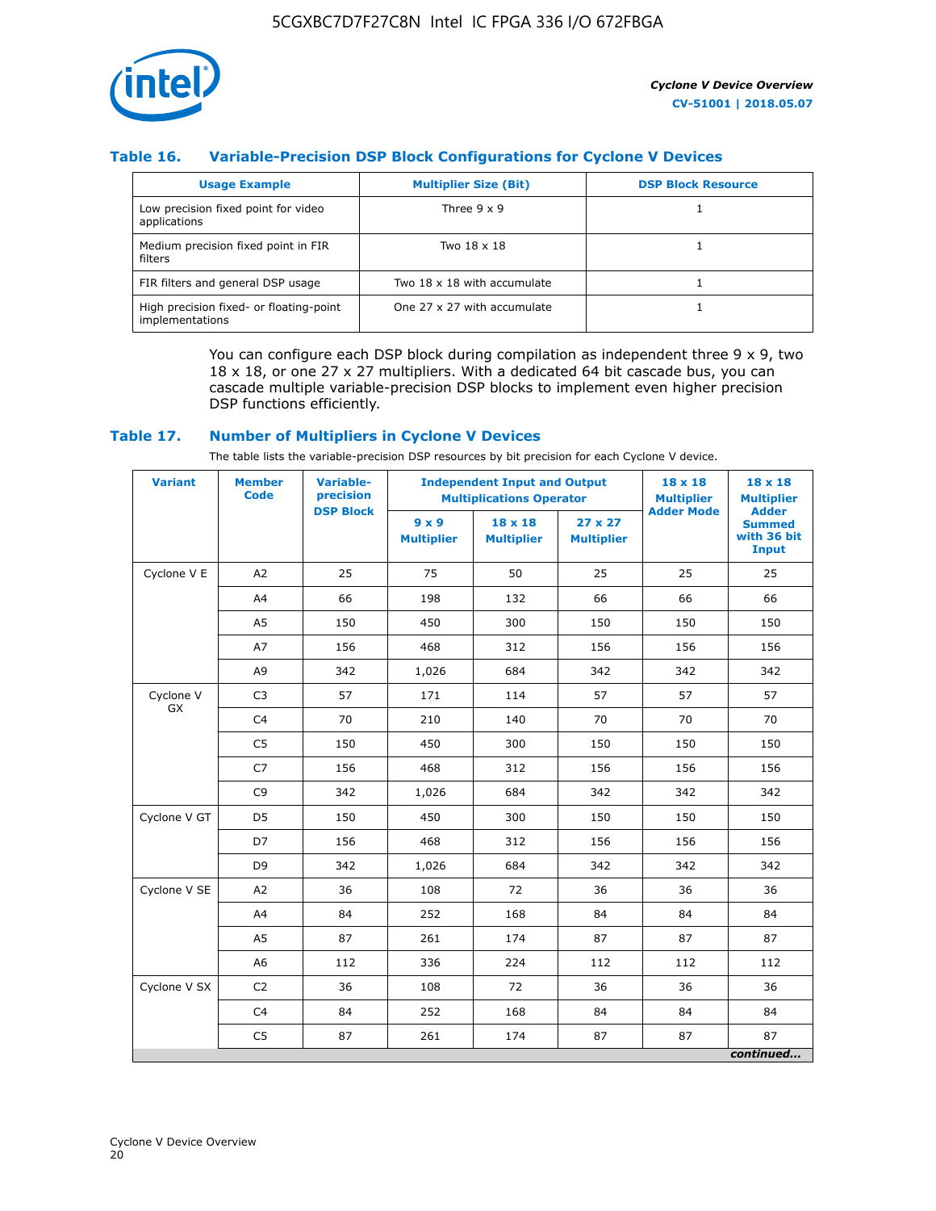### Table 16. Variable-Precision DSP Block Configurations for Cyclone V Devices

| Usage Example | Multiplier Size (Bit) | DSP Block Resource |
|---|---|---|
| Low precision fixed point for video applications | Three 9 x 9 | 1 |
| Medium precision fixed point in FIR filters | Two 18 x 18 | 1 |
| FIR filters and general DSP usage | Two 18 x 18 with accumulate | 1 |
| High precision fixed- or floating-point implementations | One 27 x 27 with accumulate | 1 |

You can configure each DSP block during compilation as independent three 9 x 9, two 18 x 18, or one 27 x 27 multipliers. With a dedicated 64 bit cascade bus, you can cascade multiple variable-precision DSP blocks to implement even higher precision DSP functions efficiently.

### Table 17. Number of Multipliers in Cyclone V Devices

The table lists the variable-precision DSP resources by bit precision for each Cyclone V device.

| Variant | Member Code | Variable-precision DSP Block | Independent Input and Output Multiplications Operator | | | 18 x 18 Multiplier Adder Mode | 18 x 18 Multiplier Adder Summed with 36 bit Input |
|---|---|---|---|---|---|---|---|
| | | | 9 x 9 Multiplier | 18 x 18 Multiplier | 27 x 27 Multiplier | | |
| Cyclone V E | A2 | 25 | 75 | 50 | 25 | 25 | 25 |
| | A4 | 66 | 198 | 132 | 66 | 66 | 66 |
| | A5 | 150 | 450 | 300 | 150 | 150 | 150 |
| | A7 | 156 | 468 | 312 | 156 | 156 | 156 |
| | A9 | 342 | 1,026 | 684 | 342 | 342 | 342 |
| Cyclone V GX | C3 | 57 | 171 | 114 | 57 | 57 | 57 |
| | C4 | 70 | 210 | 140 | 70 | 70 | 70 |
| | C5 | 150 | 450 | 300 | 150 | 150 | 150 |
| | C7 | 156 | 468 | 312 | 156 | 156 | 156 |
| | C9 | 342 | 1,026 | 684 | 342 | 342 | 342 |
| Cyclone V GT | D5 | 150 | 450 | 300 | 150 | 150 | 150 |
| | D7 | 156 | 468 | 312 | 156 | 156 | 156 |
| | D9 | 342 | 1,026 | 684 | 342 | 342 | 342 |
| Cyclone V SE | A2 | 36 | 108 | 72 | 36 | 36 | 36 |
| | A4 | 84 | 252 | 168 | 84 | 84 | 84 |
| | A5 | 87 | 261 | 174 | 87 | 87 | 87 |
| | A6 | 112 | 336 | 224 | 112 | 112 | 112 |
| Cyclone V SX | C2 | 36 | 108 | 72 | 36 | 36 | 36 |
| | C4 | 84 | 252 | 168 | 84 | 84 | 84 |
| | C5 | 87 | 261 | 174 | 87 | 87 | 87 |

*continued...*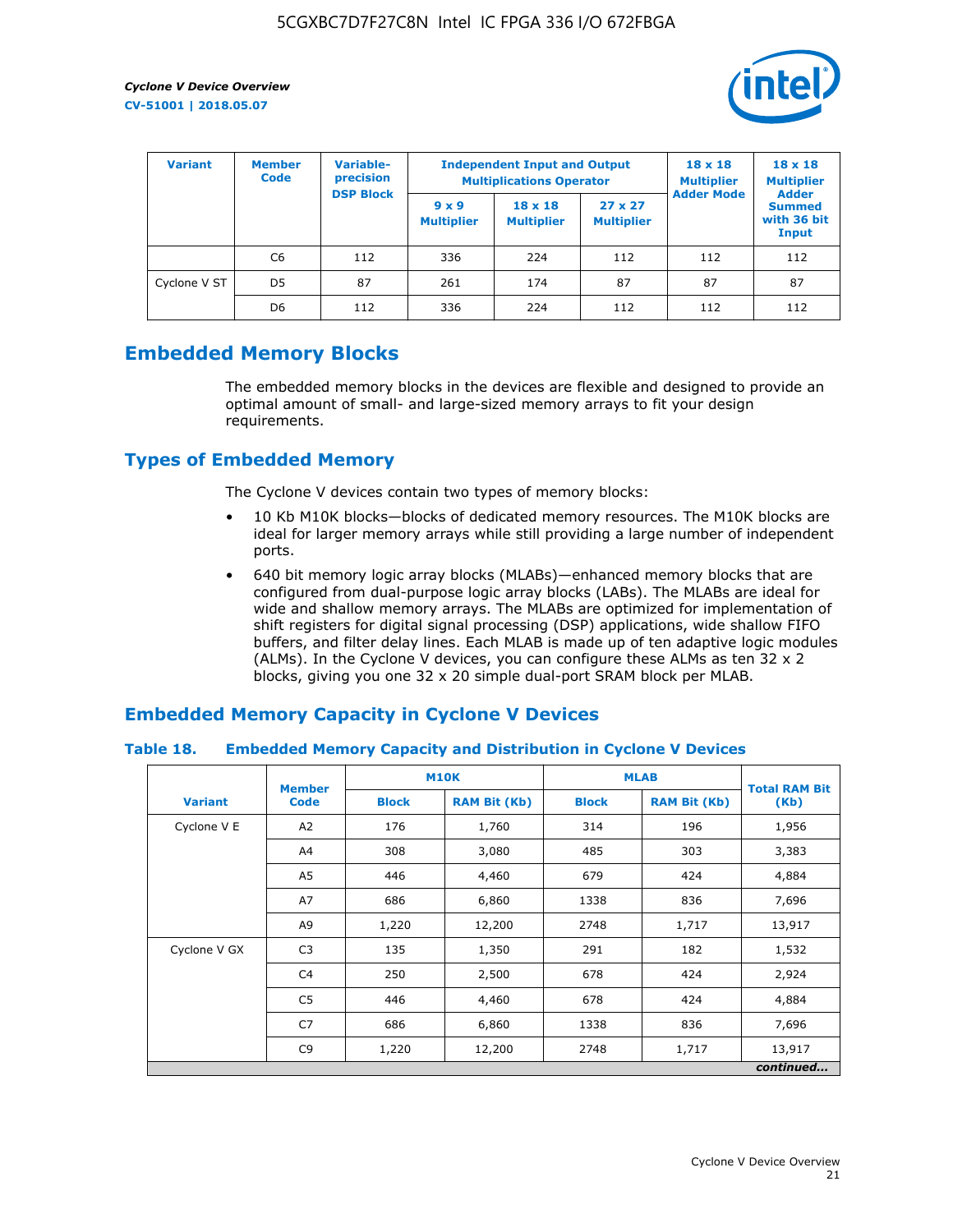| Variant | Member Code | Variable-precision DSP Block | Independent Input and Output Multiplications Operator | | | 18 x 18 Multiplier Adder Mode | 18 x 18 Multiplier Adder Summed with 36 bit Input |
|---|---|---|---|---|---|---|---|
| | | | 9 x 9 Multiplier | 18 x 18 Multiplier | 27 x 27 Multiplier | | |
| | C6 | 112 | 336 | 224 | 112 | 112 | 112 |
| Cyclone V ST | D5 | 87 | 261 | 174 | 87 | 87 | 87 |
| | D6 | 112 | 336 | 224 | 112 | 112 | 112 |

## Embedded Memory Blocks

The embedded memory blocks in the devices are flexible and designed to provide an optimal amount of small- and large-sized memory arrays to fit your design requirements.

## Types of Embedded Memory

The Cyclone V devices contain two types of memory blocks:

- 10 Kb M10K blocks—blocks of dedicated memory resources. The M10K blocks are ideal for larger memory arrays while still providing a large number of independent ports.
- 640 bit memory logic array blocks (MLABs)—enhanced memory blocks that are configured from dual-purpose logic array blocks (LABs). The MLABs are ideal for wide and shallow memory arrays. The MLABs are optimized for implementation of shift registers for digital signal processing (DSP) applications, wide shallow FIFO buffers, and filter delay lines. Each MLAB is made up of ten adaptive logic modules (ALMs). In the Cyclone V devices, you can configure these ALMs as ten 32 x 2 blocks, giving you one 32 x 20 simple dual-port SRAM block per MLAB.

## Embedded Memory Capacity in Cyclone V Devices

### Table 18. Embedded Memory Capacity and Distribution in Cyclone V Devices

| Variant | Member Code | M10K | | MLAB | | Total RAM Bit (Kb) |
|---|---|---|---|---|---|---|
| | | Block | RAM Bit (Kb) | Block | RAM Bit (Kb) | |
| Cyclone V E | A2 | 176 | 1,760 | 314 | 196 | 1,956 |
| | A4 | 308 | 3,080 | 485 | 303 | 3,383 |
| | A5 | 446 | 4,460 | 679 | 424 | 4,884 |
| | A7 | 686 | 6,860 | 1338 | 836 | 7,696 |
| | A9 | 1,220 | 12,200 | 2748 | 1,717 | 13,917 |
| Cyclone V GX | C3 | 135 | 1,350 | 291 | 182 | 1,532 |
| | C4 | 250 | 2,500 | 678 | 424 | 2,924 |
| | C5 | 446 | 4,460 | 678 | 424 | 4,884 |
| | C7 | 686 | 6,860 | 1338 | 836 | 7,696 |
| | C9 | 1,220 | 12,200 | 2748 | 1,717 | 13,917 |

*continued...*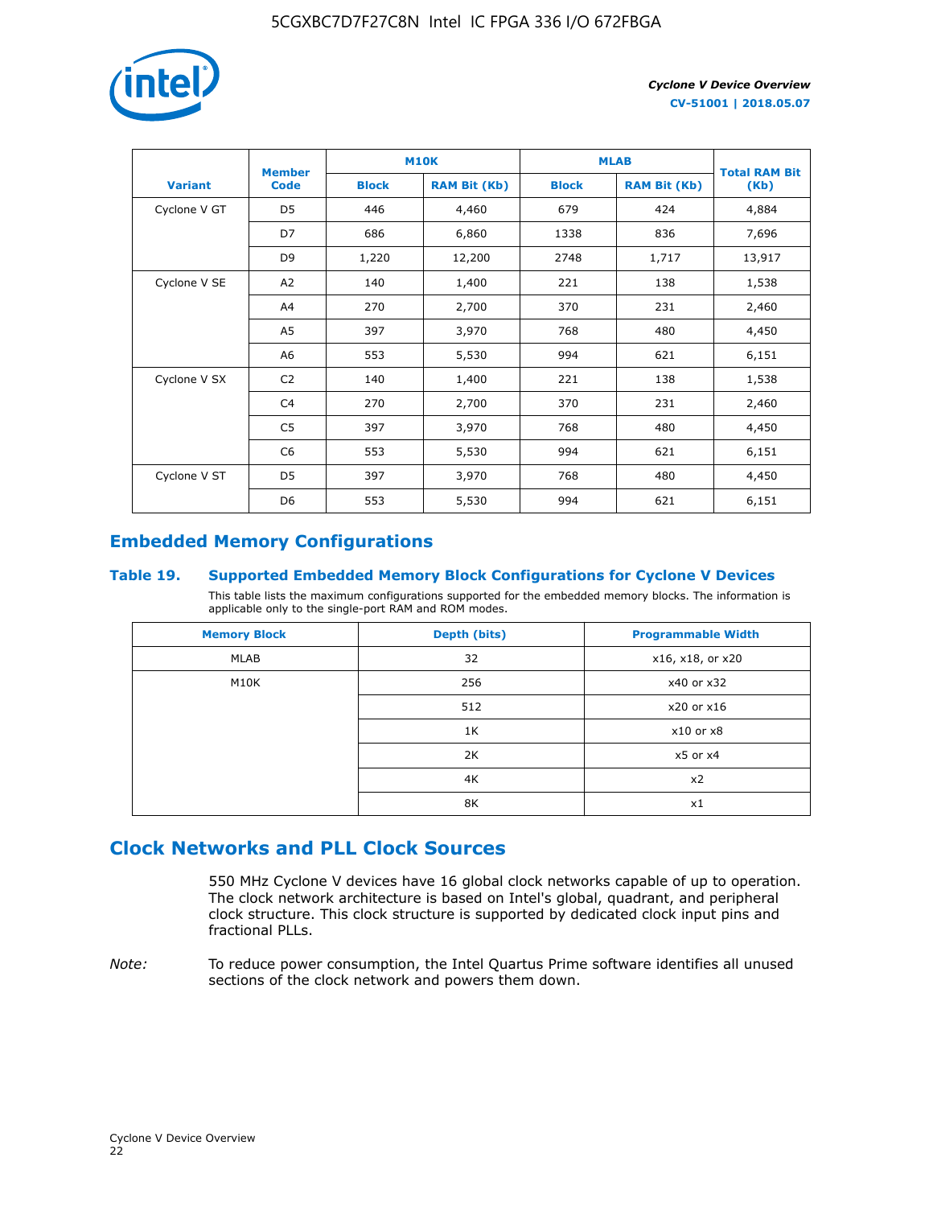| Variant | Member Code | M10K | | MLAB | | Total RAM Bit (Kb) |
|---|---|---|---|---|---|---|
| | | Block | RAM Bit (Kb) | Block | RAM Bit (Kb) | |
| Cyclone V GT | D5 | 446 | 4,460 | 679 | 424 | 4,884 |
| | D7 | 686 | 6,860 | 1338 | 836 | 7,696 |
| | D9 | 1,220 | 12,200 | 2748 | 1,717 | 13,917 |
| Cyclone V SE | A2 | 140 | 1,400 | 221 | 138 | 1,538 |
| | A4 | 270 | 2,700 | 370 | 231 | 2,460 |
| | A5 | 397 | 3,970 | 768 | 480 | 4,450 |
| | A6 | 553 | 5,530 | 994 | 621 | 6,151 |
| Cyclone V SX | C2 | 140 | 1,400 | 221 | 138 | 1,538 |
| | C4 | 270 | 2,700 | 370 | 231 | 2,460 |
| | C5 | 397 | 3,970 | 768 | 480 | 4,450 |
| | C6 | 553 | 5,530 | 994 | 621 | 6,151 |
| Cyclone V ST | D5 | 397 | 3,970 | 768 | 480 | 4,450 |
| | D6 | 553 | 5,530 | 994 | 621 | 6,151 |

## Embedded Memory Configurations

### Table 19. Supported Embedded Memory Block Configurations for Cyclone V Devices

This table lists the maximum configurations supported for the embedded memory blocks. The information is applicable only to the single-port RAM and ROM modes.

| Memory Block | Depth (bits) | Programmable Width |
|---|---|---|
| MLAB | 32 | x16, x18, or x20 |
| M10K | 256 | x40 or x32 |
| | 512 | x20 or x16 |
| | 1K | x10 or x8 |
| | 2K | x5 or x4 |
| | 4K | x2 |
| | 8K | x1 |

## Clock Networks and PLL Clock Sources

550 MHz Cyclone V devices have 16 global clock networks capable of up to operation. The clock network architecture is based on Intel's global, quadrant, and peripheral clock structure. This clock structure is supported by dedicated clock input pins and fractional PLLs.

*Note:* To reduce power consumption, the Intel Quartus Prime software identifies all unused sections of the clock network and powers them down.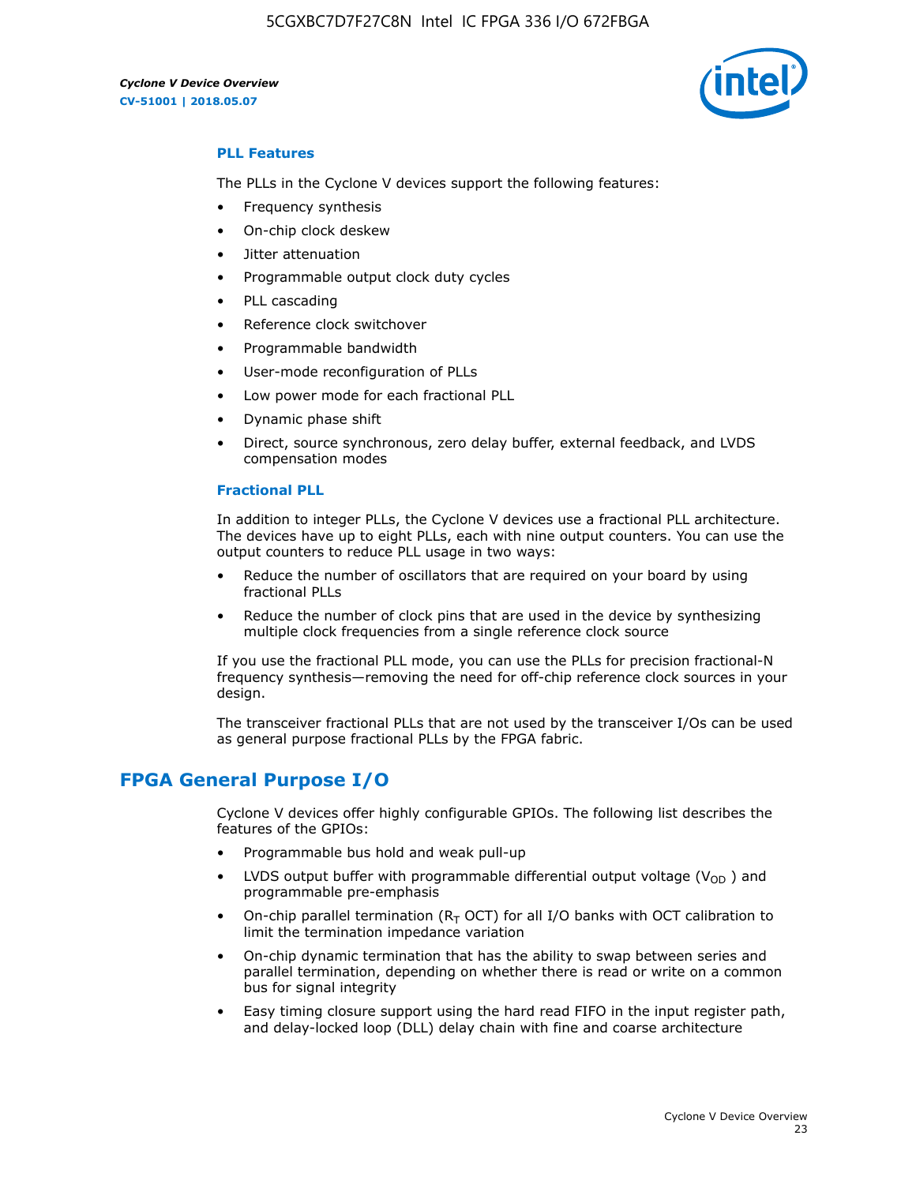### PLL Features

The PLLs in the Cyclone V devices support the following features:

- Frequency synthesis
- On-chip clock deskew
- Jitter attenuation
- Programmable output clock duty cycles
- PLL cascading
- Reference clock switchover
- Programmable bandwidth
- User-mode reconfiguration of PLLs
- Low power mode for each fractional PLL
- Dynamic phase shift
- Direct, source synchronous, zero delay buffer, external feedback, and LVDS compensation modes

### Fractional PLL

In addition to integer PLLs, the Cyclone V devices use a fractional PLL architecture. The devices have up to eight PLLs, each with nine output counters. You can use the output counters to reduce PLL usage in two ways:

- Reduce the number of oscillators that are required on your board by using fractional PLLs
- Reduce the number of clock pins that are used in the device by synthesizing multiple clock frequencies from a single reference clock source

If you use the fractional PLL mode, you can use the PLLs for precision fractional-N frequency synthesis—removing the need for off-chip reference clock sources in your design.

The transceiver fractional PLLs that are not used by the transceiver I/Os can be used as general purpose fractional PLLs by the FPGA fabric.

## FPGA General Purpose I/O

Cyclone V devices offer highly configurable GPIOs. The following list describes the features of the GPIOs:

- Programmable bus hold and weak pull-up
- LVDS output buffer with programmable differential output voltage ($V_{OD}$ ) and programmable pre-emphasis
- On-chip parallel termination ($R_T$ OCT) for all I/O banks with OCT calibration to limit the termination impedance variation
- On-chip dynamic termination that has the ability to swap between series and parallel termination, depending on whether there is read or write on a common bus for signal integrity
- Easy timing closure support using the hard read FIFO in the input register path, and delay-locked loop (DLL) delay chain with fine and coarse architecture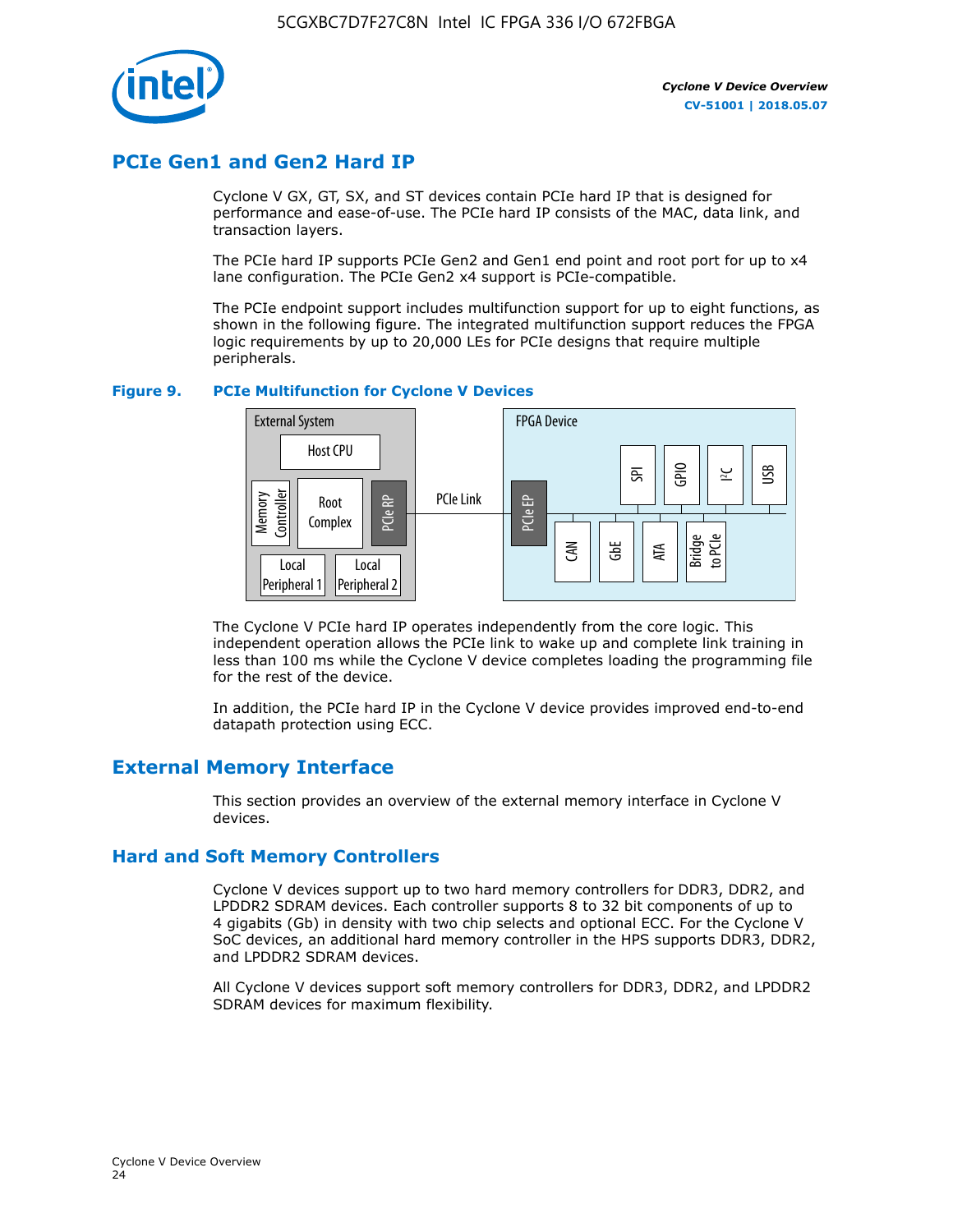## PCIe Gen1 and Gen2 Hard IP

Cyclone V GX, GT, SX, and ST devices contain PCIe hard IP that is designed for performance and ease-of-use. The PCIe hard IP consists of the MAC, data link, and transaction layers.

The PCIe hard IP supports PCIe Gen2 and Gen1 end point and root port for up to x4 lane configuration. The PCIe Gen2 x4 support is PCIe-compatible.

The PCIe endpoint support includes multifunction support for up to eight functions, as shown in the following figure. The integrated multifunction support reduces the FPGA logic requirements by up to 20,000 LEs for PCIe designs that require multiple peripherals.

**Figure 9. PCIe Multifunction for Cyclone V Devices**

External System: Host CPU, Memory Controller, Root Complex, PCIe RP, Local Peripheral 1, Local Peripheral 2

PCIe Link

FPGA Device: PCIe EP, SPI, GPIO, I²C, USB, CAN, GbE, ATA, Bridge to PCIe

The Cyclone V PCIe hard IP operates independently from the core logic. This independent operation allows the PCIe link to wake up and complete link training in less than 100 ms while the Cyclone V device completes loading the programming file for the rest of the device.

In addition, the PCIe hard IP in the Cyclone V device provides improved end-to-end datapath protection using ECC.

## External Memory Interface

This section provides an overview of the external memory interface in Cyclone V devices.

### Hard and Soft Memory Controllers

Cyclone V devices support up to two hard memory controllers for DDR3, DDR2, and LPDDR2 SDRAM devices. Each controller supports 8 to 32 bit components of up to 4 gigabits (Gb) in density with two chip selects and optional ECC. For the Cyclone V SoC devices, an additional hard memory controller in the HPS supports DDR3, DDR2, and LPDDR2 SDRAM devices.

All Cyclone V devices support soft memory controllers for DDR3, DDR2, and LPDDR2 SDRAM devices for maximum flexibility.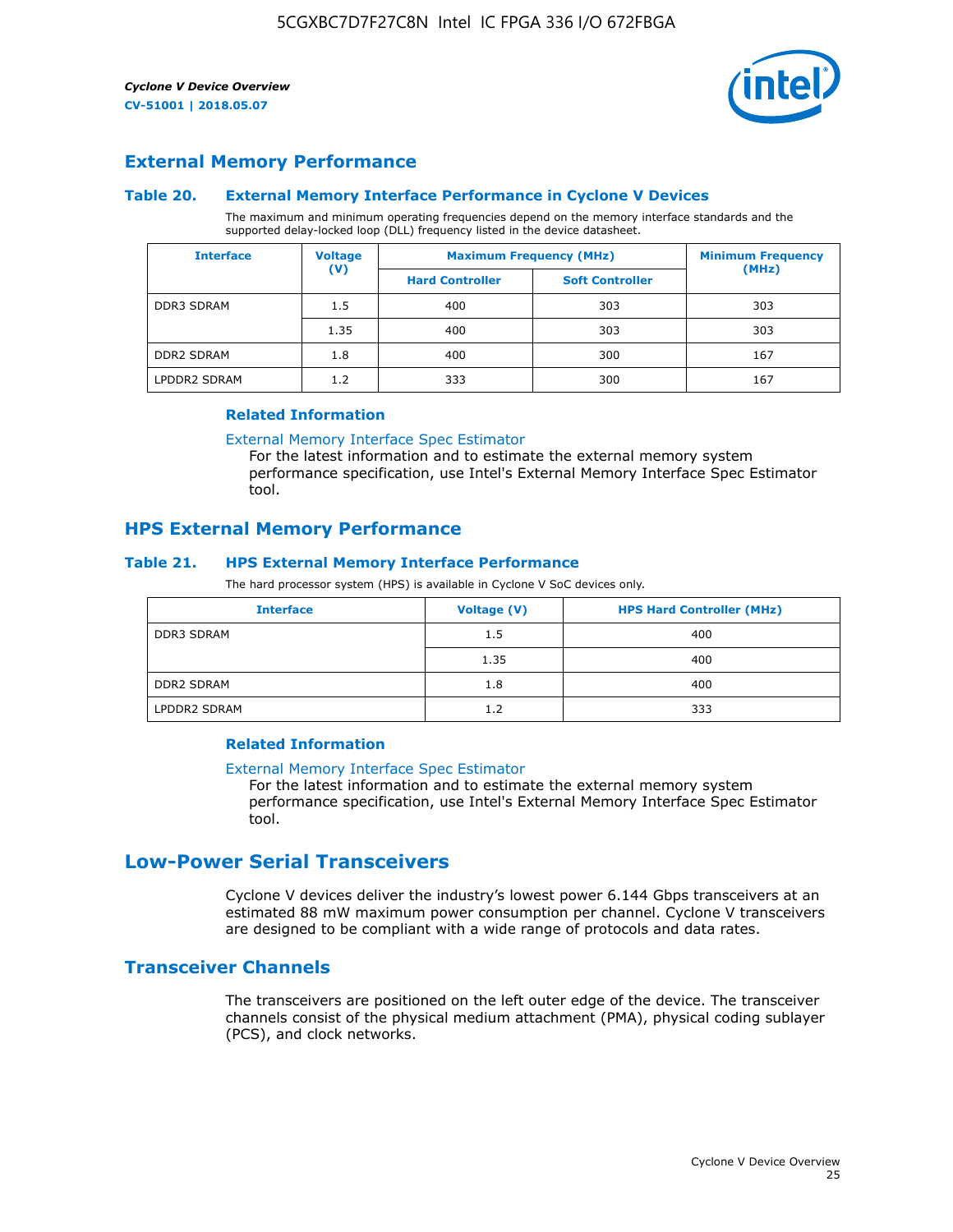## External Memory Performance

### Table 20. External Memory Interface Performance in Cyclone V Devices

The maximum and minimum operating frequencies depend on the memory interface standards and the supported delay-locked loop (DLL) frequency listed in the device datasheet.

| Interface | Voltage (V) | Maximum Frequency (MHz) | | Minimum Frequency (MHz) |
|---|---|---|---|---|
| | | Hard Controller | Soft Controller | |
| DDR3 SDRAM | 1.5 | 400 | 303 | 303 |
| | 1.35 | 400 | 303 | 303 |
| DDR2 SDRAM | 1.8 | 400 | 300 | 167 |
| LPDDR2 SDRAM | 1.2 | 333 | 300 | 167 |

#### Related Information

External Memory Interface Spec Estimator
For the latest information and to estimate the external memory system performance specification, use Intel's External Memory Interface Spec Estimator tool.

## HPS External Memory Performance

### Table 21. HPS External Memory Interface Performance

The hard processor system (HPS) is available in Cyclone V SoC devices only.

| Interface | Voltage (V) | HPS Hard Controller (MHz) |
|---|---|---|
| DDR3 SDRAM | 1.5 | 400 |
| | 1.35 | 400 |
| DDR2 SDRAM | 1.8 | 400 |
| LPDDR2 SDRAM | 1.2 | 333 |

#### Related Information

External Memory Interface Spec Estimator
For the latest information and to estimate the external memory system performance specification, use Intel's External Memory Interface Spec Estimator tool.

# Low-Power Serial Transceivers

Cyclone V devices deliver the industry's lowest power 6.144 Gbps transceivers at an estimated 88 mW maximum power consumption per channel. Cyclone V transceivers are designed to be compliant with a wide range of protocols and data rates.

## Transceiver Channels

The transceivers are positioned on the left outer edge of the device. The transceiver channels consist of the physical medium attachment (PMA), physical coding sublayer (PCS), and clock networks.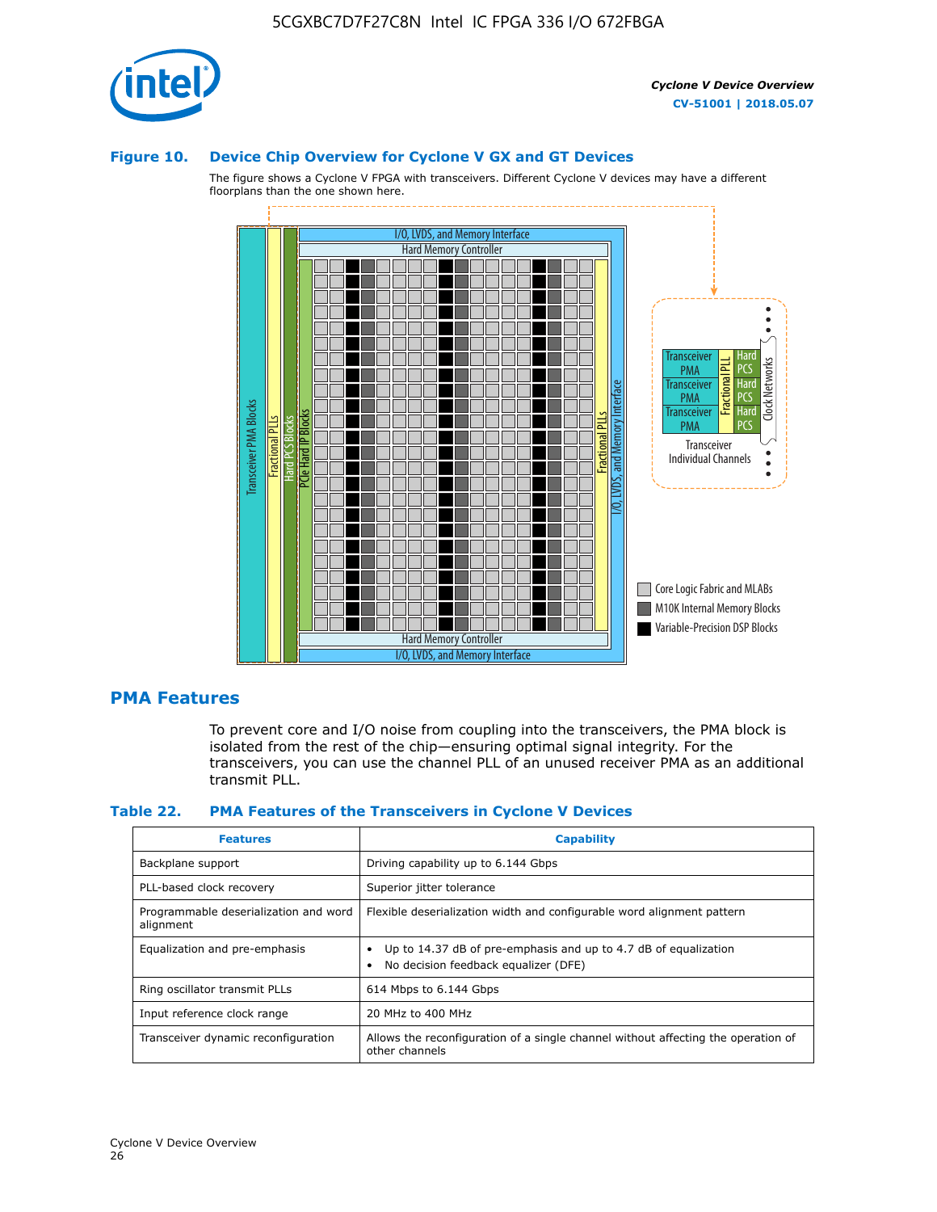### Figure 10. Device Chip Overview for Cyclone V GX and GT Devices

The figure shows a Cyclone V FPGA with transceivers. Different Cyclone V devices may have a different floorplans than the one shown here.

## PMA Features

To prevent core and I/O noise from coupling into the transceivers, the PMA block is isolated from the rest of the chip—ensuring optimal signal integrity. For the transceivers, you can use the channel PLL of an unused receiver PMA as an additional transmit PLL.

### Table 22. PMA Features of the Transceivers in Cyclone V Devices

| Features | Capability |
| --- | --- |
| Backplane support | Driving capability up to 6.144 Gbps |
| PLL-based clock recovery | Superior jitter tolerance |
| Programmable deserialization and word alignment | Flexible deserialization width and configurable word alignment pattern |
| Equalization and pre-emphasis | • Up to 14.37 dB of pre-emphasis and up to 4.7 dB of equalization<br>• No decision feedback equalizer (DFE) |
| Ring oscillator transmit PLLs | 614 Mbps to 6.144 Gbps |
| Input reference clock range | 20 MHz to 400 MHz |
| Transceiver dynamic reconfiguration | Allows the reconfiguration of a single channel without affecting the operation of other channels |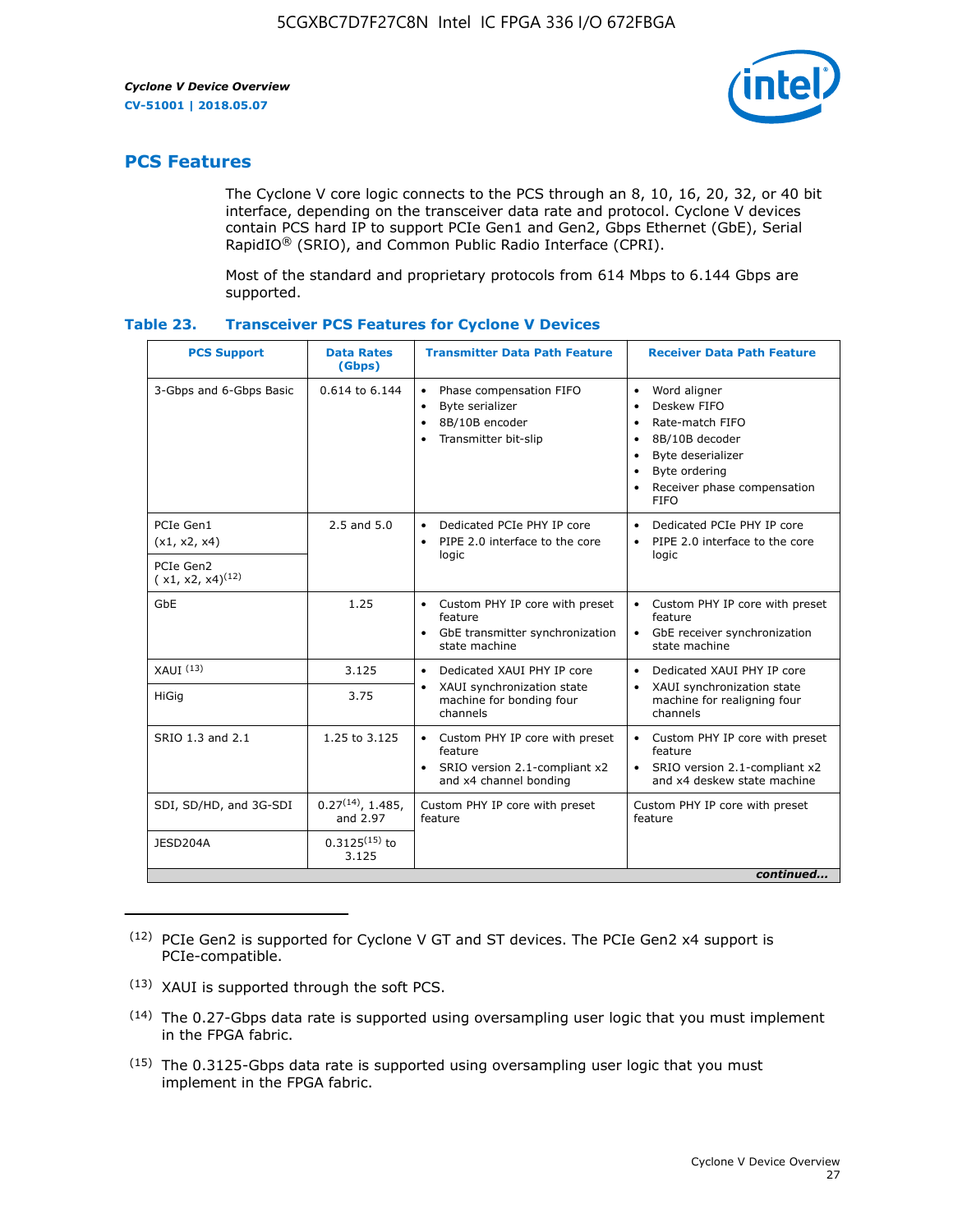## PCS Features

The Cyclone V core logic connects to the PCS through an 8, 10, 16, 20, 32, or 40 bit interface, depending on the transceiver data rate and protocol. Cyclone V devices contain PCS hard IP to support PCIe Gen1 and Gen2, Gbps Ethernet (GbE), Serial RapidIO® (SRIO), and Common Public Radio Interface (CPRI).

Most of the standard and proprietary protocols from 614 Mbps to 6.144 Gbps are supported.

**Table 23. Transceiver PCS Features for Cyclone V Devices**

| PCS Support | Data Rates (Gbps) | Transmitter Data Path Feature | Receiver Data Path Feature |
|---|---|---|---|
| 3-Gbps and 6-Gbps Basic | 0.614 to 6.144 | • Phase compensation FIFO<br>• Byte serializer<br>• 8B/10B encoder<br>• Transmitter bit-slip | • Word aligner<br>• Deskew FIFO<br>• Rate-match FIFO<br>• 8B/10B decoder<br>• Byte deserializer<br>• Byte ordering<br>• Receiver phase compensation FIFO |
| PCIe Gen1 (x1, x2, x4) | 2.5 and 5.0 | • Dedicated PCIe PHY IP core<br>• PIPE 2.0 interface to the core logic | • Dedicated PCIe PHY IP core<br>• PIPE 2.0 interface to the core logic |
| PCIe Gen2 ( x1, x2, x4)[12] | | | |
| GbE | 1.25 | • Custom PHY IP core with preset feature<br>• GbE transmitter synchronization state machine | • Custom PHY IP core with preset feature<br>• GbE receiver synchronization state machine |
| XAUI [13] | 3.125 | • Dedicated XAUI PHY IP core<br>• XAUI synchronization state machine for bonding four channels | • Dedicated XAUI PHY IP core<br>• XAUI synchronization state machine for realigning four channels |
| HiGig | 3.75 | | |
| SRIO 1.3 and 2.1 | 1.25 to 3.125 | • Custom PHY IP core with preset feature<br>• SRIO version 2.1-compliant x2 and x4 channel bonding | • Custom PHY IP core with preset feature<br>• SRIO version 2.1-compliant x2 and x4 deskew state machine |
| SDI, SD/HD, and 3G-SDI | 0.27[14], 1.485, and 2.97 | Custom PHY IP core with preset feature | Custom PHY IP core with preset feature |
| JESD204A | 0.3125[15] to 3.125 | | |

*continued...*

(12) PCIe Gen2 is supported for Cyclone V GT and ST devices. The PCIe Gen2 x4 support is PCIe-compatible.

(13) XAUI is supported through the soft PCS.

(14) The 0.27-Gbps data rate is supported using oversampling user logic that you must implement in the FPGA fabric.

(15) The 0.3125-Gbps data rate is supported using oversampling user logic that you must implement in the FPGA fabric.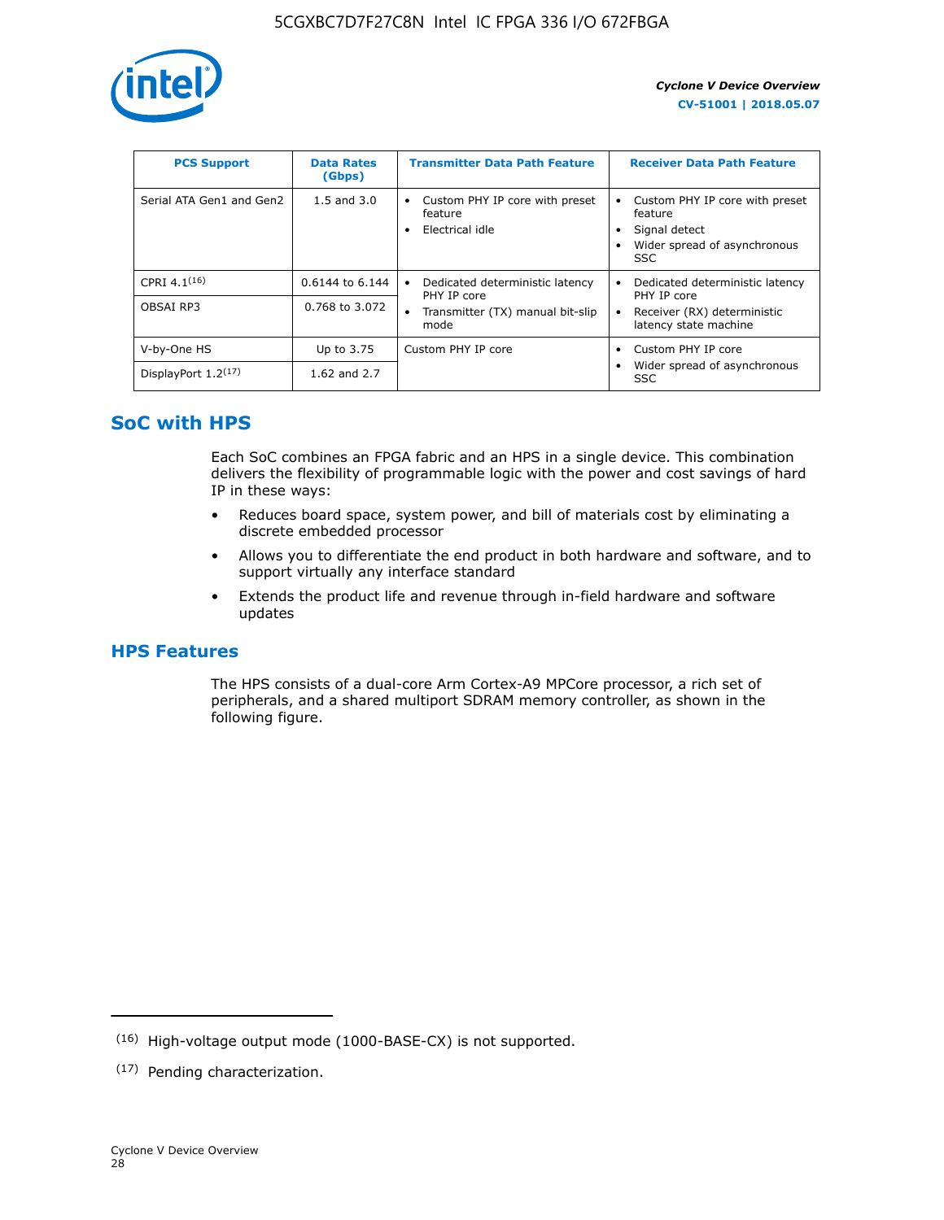| PCS Support | Data Rates (Gbps) | Transmitter Data Path Feature | Receiver Data Path Feature |
|---|---|---|---|
| Serial ATA Gen1 and Gen2 | 1.5 and 3.0 | • Custom PHY IP core with preset feature<br>• Electrical idle | • Custom PHY IP core with preset feature<br>• Signal detect<br>• Wider spread of asynchronous SSC |
| CPRI 4.1[16] | 0.6144 to 6.144 | • Dedicated deterministic latency PHY IP core<br>• Transmitter (TX) manual bit-slip mode | • Dedicated deterministic latency PHY IP core<br>• Receiver (RX) deterministic latency state machine |
| OBSAI RP3 | 0.768 to 3.072 | | |
| V-by-One HS | Up to 3.75 | Custom PHY IP core | • Custom PHY IP core<br>• Wider spread of asynchronous SSC |
| DisplayPort 1.2[17] | 1.62 and 2.7 | | |

## SoC with HPS

Each SoC combines an FPGA fabric and an HPS in a single device. This combination delivers the flexibility of programmable logic with the power and cost savings of hard IP in these ways:

- Reduces board space, system power, and bill of materials cost by eliminating a discrete embedded processor
- Allows you to differentiate the end product in both hardware and software, and to support virtually any interface standard
- Extends the product life and revenue through in-field hardware and software updates

## HPS Features

The HPS consists of a dual-core Arm Cortex-A9 MPCore processor, a rich set of peripherals, and a shared multiport SDRAM memory controller, as shown in the following figure.

---

(16) High-voltage output mode (1000-BASE-CX) is not supported.

(17) Pending characterization.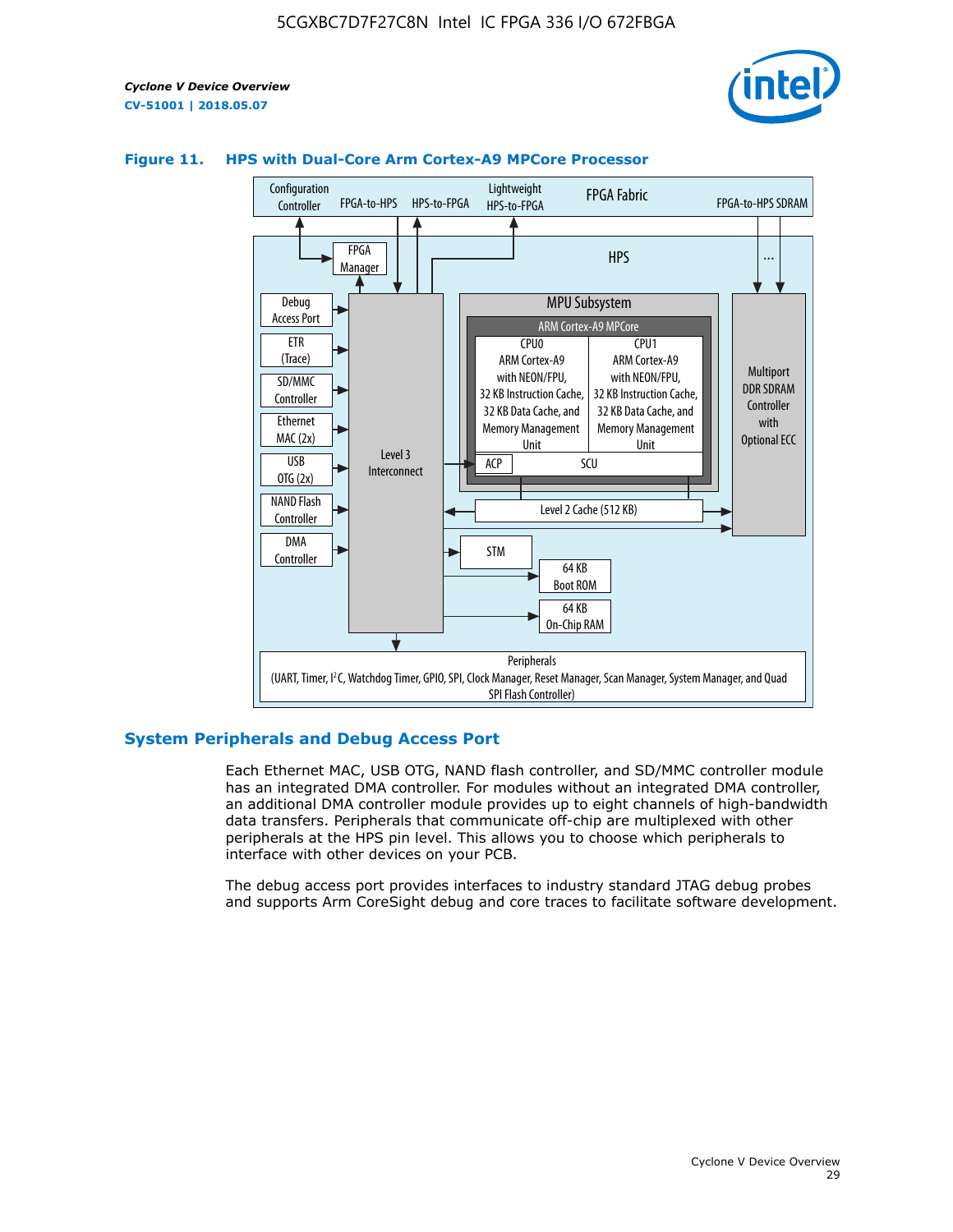**Figure 11. HPS with Dual-Core Arm Cortex-A9 MPCore Processor**

## System Peripherals and Debug Access Port

Each Ethernet MAC, USB OTG, NAND flash controller, and SD/MMC controller module has an integrated DMA controller. For modules without an integrated DMA controller, an additional DMA controller module provides up to eight channels of high-bandwidth data transfers. Peripherals that communicate off-chip are multiplexed with other peripherals at the HPS pin level. This allows you to choose which peripherals to interface with other devices on your PCB.

The debug access port provides interfaces to industry standard JTAG debug probes and supports Arm CoreSight debug and core traces to facilitate software development.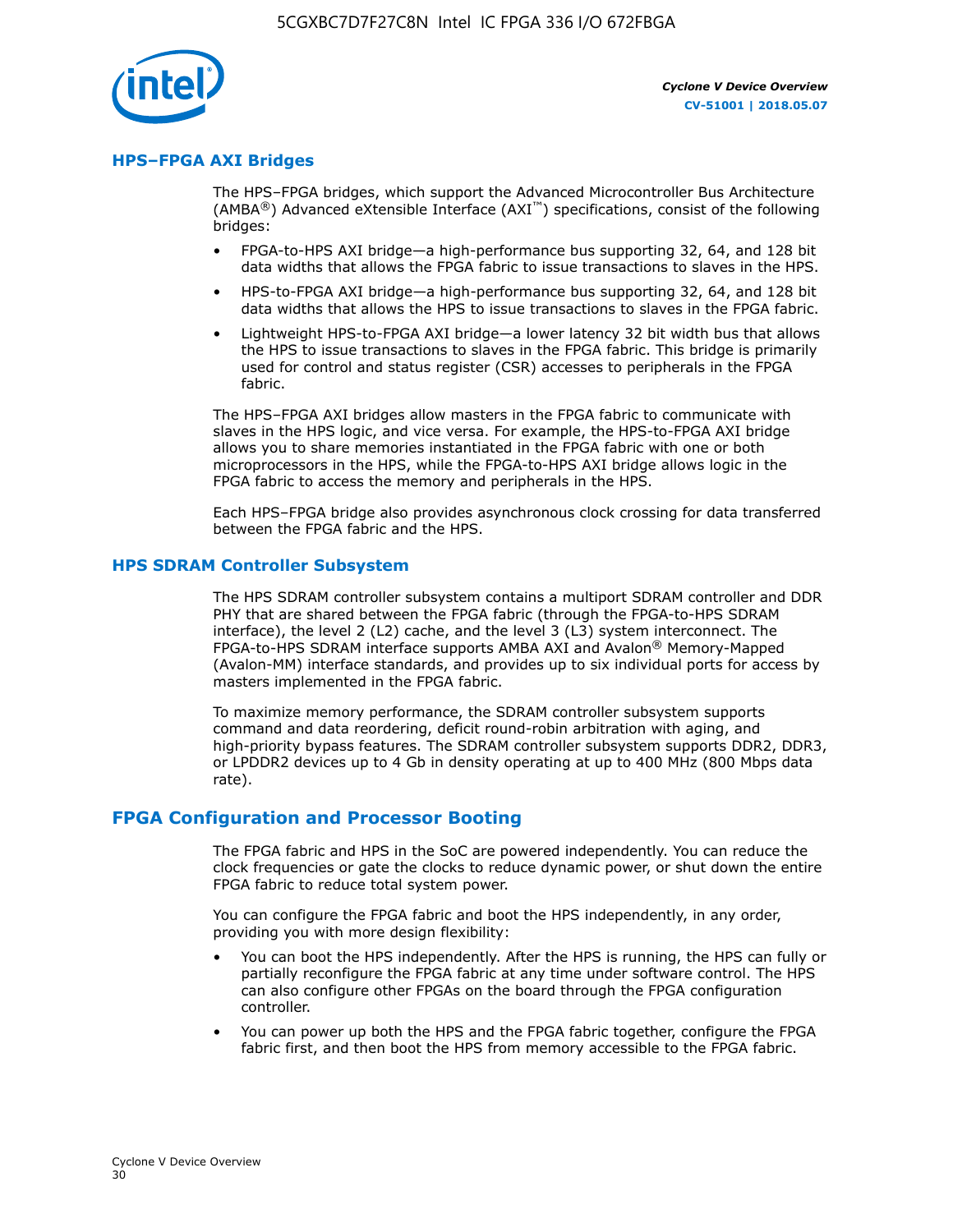### HPS–FPGA AXI Bridges

The HPS–FPGA bridges, which support the Advanced Microcontroller Bus Architecture (AMBA®) Advanced eXtensible Interface (AXI™) specifications, consist of the following bridges:

- FPGA-to-HPS AXI bridge—a high-performance bus supporting 32, 64, and 128 bit data widths that allows the FPGA fabric to issue transactions to slaves in the HPS.
- HPS-to-FPGA AXI bridge—a high-performance bus supporting 32, 64, and 128 bit data widths that allows the HPS to issue transactions to slaves in the FPGA fabric.
- Lightweight HPS-to-FPGA AXI bridge—a lower latency 32 bit width bus that allows the HPS to issue transactions to slaves in the FPGA fabric. This bridge is primarily used for control and status register (CSR) accesses to peripherals in the FPGA fabric.

The HPS–FPGA AXI bridges allow masters in the FPGA fabric to communicate with slaves in the HPS logic, and vice versa. For example, the HPS-to-FPGA AXI bridge allows you to share memories instantiated in the FPGA fabric with one or both microprocessors in the HPS, while the FPGA-to-HPS AXI bridge allows logic in the FPGA fabric to access the memory and peripherals in the HPS.

Each HPS–FPGA bridge also provides asynchronous clock crossing for data transferred between the FPGA fabric and the HPS.

### HPS SDRAM Controller Subsystem

The HPS SDRAM controller subsystem contains a multiport SDRAM controller and DDR PHY that are shared between the FPGA fabric (through the FPGA-to-HPS SDRAM interface), the level 2 (L2) cache, and the level 3 (L3) system interconnect. The FPGA-to-HPS SDRAM interface supports AMBA AXI and Avalon® Memory-Mapped (Avalon-MM) interface standards, and provides up to six individual ports for access by masters implemented in the FPGA fabric.

To maximize memory performance, the SDRAM controller subsystem supports command and data reordering, deficit round-robin arbitration with aging, and high-priority bypass features. The SDRAM controller subsystem supports DDR2, DDR3, or LPDDR2 devices up to 4 Gb in density operating at up to 400 MHz (800 Mbps data rate).

## FPGA Configuration and Processor Booting

The FPGA fabric and HPS in the SoC are powered independently. You can reduce the clock frequencies or gate the clocks to reduce dynamic power, or shut down the entire FPGA fabric to reduce total system power.

You can configure the FPGA fabric and boot the HPS independently, in any order, providing you with more design flexibility:

- You can boot the HPS independently. After the HPS is running, the HPS can fully or partially reconfigure the FPGA fabric at any time under software control. The HPS can also configure other FPGAs on the board through the FPGA configuration controller.
- You can power up both the HPS and the FPGA fabric together, configure the FPGA fabric first, and then boot the HPS from memory accessible to the FPGA fabric.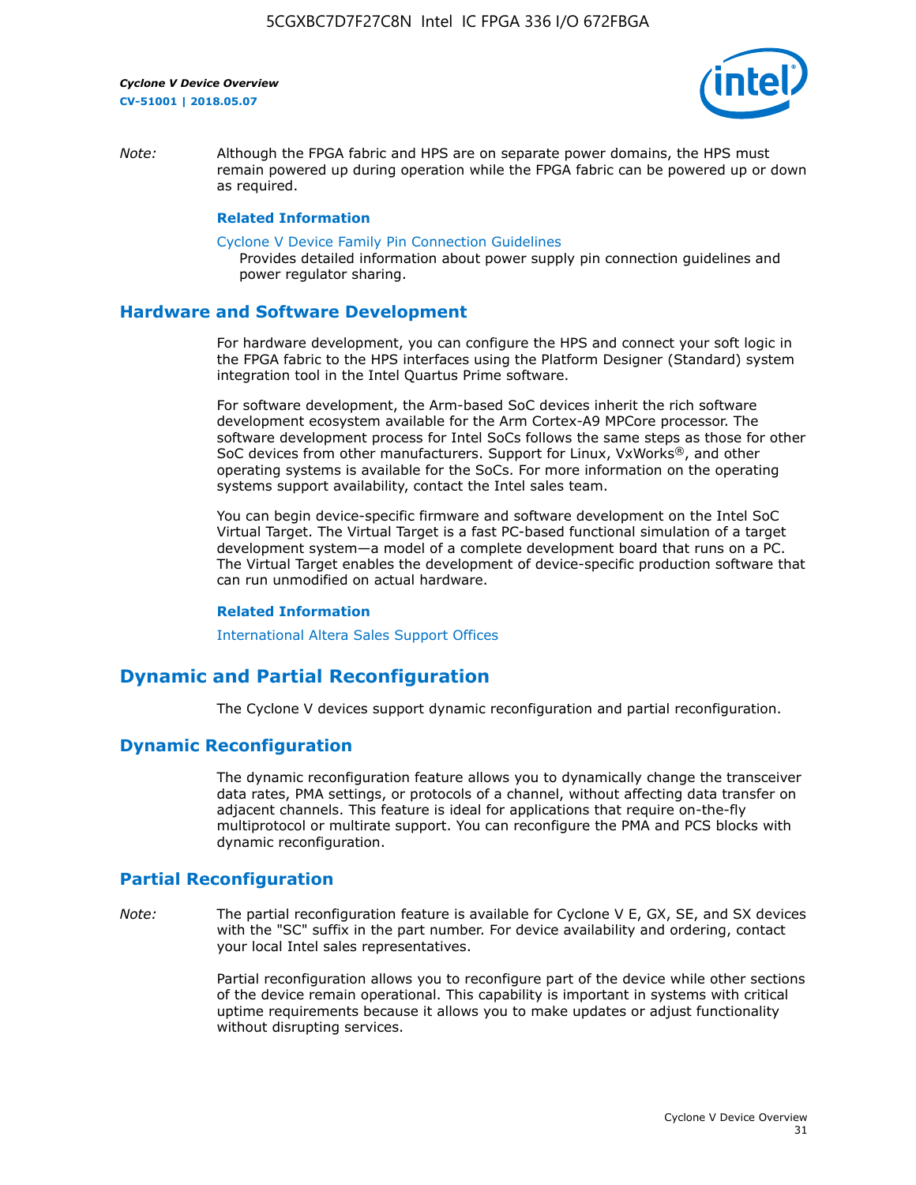*Note:* Although the FPGA fabric and HPS are on separate power domains, the HPS must remain powered up during operation while the FPGA fabric can be powered up or down as required.

**Related Information**

Cyclone V Device Family Pin Connection Guidelines
Provides detailed information about power supply pin connection guidelines and power regulator sharing.

## Hardware and Software Development

For hardware development, you can configure the HPS and connect your soft logic in the FPGA fabric to the HPS interfaces using the Platform Designer (Standard) system integration tool in the Intel Quartus Prime software.

For software development, the Arm-based SoC devices inherit the rich software development ecosystem available for the Arm Cortex-A9 MPCore processor. The software development process for Intel SoCs follows the same steps as those for other SoC devices from other manufacturers. Support for Linux, VxWorks®, and other operating systems is available for the SoCs. For more information on the operating systems support availability, contact the Intel sales team.

You can begin device-specific firmware and software development on the Intel SoC Virtual Target. The Virtual Target is a fast PC-based functional simulation of a target development system—a model of a complete development board that runs on a PC. The Virtual Target enables the development of device-specific production software that can run unmodified on actual hardware.

**Related Information**

International Altera Sales Support Offices

# Dynamic and Partial Reconfiguration

The Cyclone V devices support dynamic reconfiguration and partial reconfiguration.

## Dynamic Reconfiguration

The dynamic reconfiguration feature allows you to dynamically change the transceiver data rates, PMA settings, or protocols of a channel, without affecting data transfer on adjacent channels. This feature is ideal for applications that require on-the-fly multiprotocol or multirate support. You can reconfigure the PMA and PCS blocks with dynamic reconfiguration.

## Partial Reconfiguration

*Note:* The partial reconfiguration feature is available for Cyclone V E, GX, SE, and SX devices with the "SC" suffix in the part number. For device availability and ordering, contact your local Intel sales representatives.

Partial reconfiguration allows you to reconfigure part of the device while other sections of the device remain operational. This capability is important in systems with critical uptime requirements because it allows you to make updates or adjust functionality without disrupting services.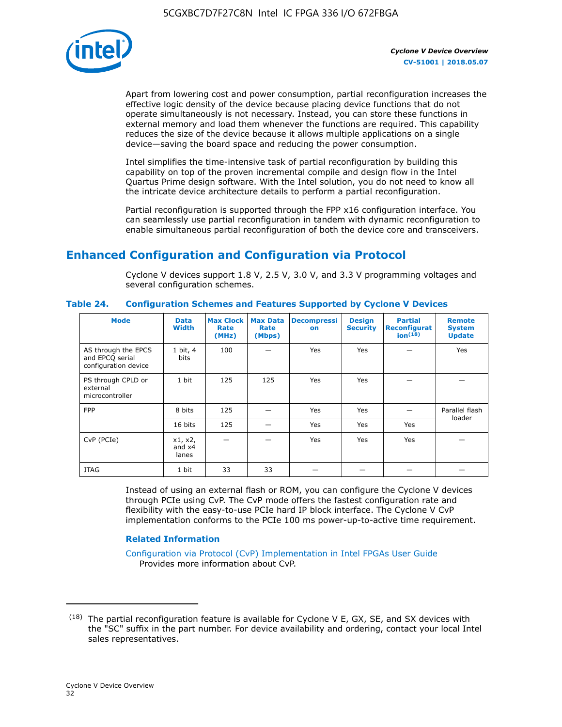Apart from lowering cost and power consumption, partial reconfiguration increases the effective logic density of the device because placing device functions that do not operate simultaneously is not necessary. Instead, you can store these functions in external memory and load them whenever the functions are required. This capability reduces the size of the device because it allows multiple applications on a single device—saving the board space and reducing the power consumption.

Intel simplifies the time-intensive task of partial reconfiguration by building this capability on top of the proven incremental compile and design flow in the Intel Quartus Prime design software. With the Intel solution, you do not need to know all the intricate device architecture details to perform a partial reconfiguration.

Partial reconfiguration is supported through the FPP x16 configuration interface. You can seamlessly use partial reconfiguration in tandem with dynamic reconfiguration to enable simultaneous partial reconfiguration of both the device core and transceivers.

## Enhanced Configuration and Configuration via Protocol

Cyclone V devices support 1.8 V, 2.5 V, 3.0 V, and 3.3 V programming voltages and several configuration schemes.

**Table 24. Configuration Schemes and Features Supported by Cyclone V Devices**

| Mode | Data Width | Max Clock Rate (MHz) | Max Data Rate (Mbps) | Decompression | Design Security | Partial Reconfiguration[18] | Remote System Update |
|---|---|---|---|---|---|---|---|
| AS through the EPCS and EPCQ serial configuration device | 1 bit, 4 bits | 100 | — | Yes | Yes | — | Yes |
| PS through CPLD or external microcontroller | 1 bit | 125 | 125 | Yes | Yes | — | — |
| FPP | 8 bits | 125 | — | Yes | Yes | — | Parallel flash loader |
| | 16 bits | 125 | — | Yes | Yes | Yes | |
| CvP (PCIe) | x1, x2, and x4 lanes | — | — | Yes | Yes | Yes | — |
| JTAG | 1 bit | 33 | 33 | — | — | — | — |

Instead of using an external flash or ROM, you can configure the Cyclone V devices through PCIe using CvP. The CvP mode offers the fastest configuration rate and flexibility with the easy-to-use PCIe hard IP block interface. The Cyclone V CvP implementation conforms to the PCIe 100 ms power-up-to-active time requirement.

### Related Information

Configuration via Protocol (CvP) Implementation in Intel FPGAs User Guide
Provides more information about CvP.

---

(18) The partial reconfiguration feature is available for Cyclone V E, GX, SE, and SX devices with the "SC" suffix in the part number. For device availability and ordering, contact your local Intel sales representatives.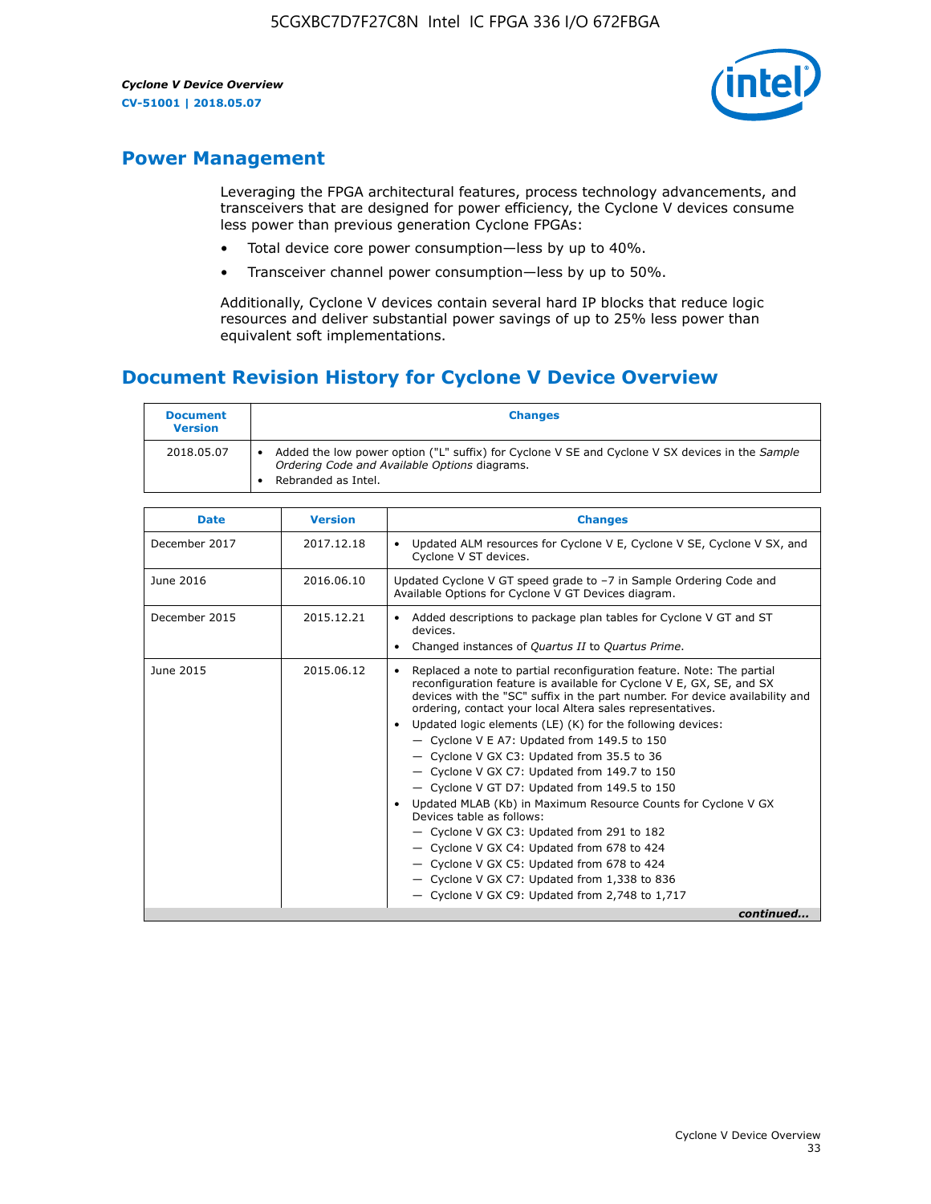## Power Management

Leveraging the FPGA architectural features, process technology advancements, and transceivers that are designed for power efficiency, the Cyclone V devices consume less power than previous generation Cyclone FPGAs:

- Total device core power consumption—less by up to 40%.
- Transceiver channel power consumption—less by up to 50%.

Additionally, Cyclone V devices contain several hard IP blocks that reduce logic resources and deliver substantial power savings of up to 25% less power than equivalent soft implementations.

## Document Revision History for Cyclone V Device Overview

| Document Version | Changes |
| --- | --- |
| 2018.05.07 | • Added the low power option ("L" suffix) for Cyclone V SE and Cyclone V SX devices in the *Sample Ordering Code and Available Options* diagrams.<br>• Rebranded as Intel. |

| Date | Version | Changes |
| --- | --- | --- |
| December 2017 | 2017.12.18 | • Updated ALM resources for Cyclone V E, Cyclone V SE, Cyclone V SX, and Cyclone V ST devices. |
| June 2016 | 2016.06.10 | Updated Cyclone V GT speed grade to −7 in Sample Ordering Code and Available Options for Cyclone V GT Devices diagram. |
| December 2015 | 2015.12.21 | • Added descriptions to package plan tables for Cyclone V GT and ST devices.<br>• Changed instances of *Quartus II* to *Quartus Prime*. |
| June 2015 | 2015.06.12 | • Replaced a note to partial reconfiguration feature. Note: The partial reconfiguration feature is available for Cyclone V E, GX, SE, and SX devices with the "SC" suffix in the part number. For device availability and ordering, contact your local Altera sales representatives.<br>• Updated logic elements (LE) (K) for the following devices:<br>— Cyclone V E A7: Updated from 149.5 to 150<br>— Cyclone V GX C3: Updated from 35.5 to 36<br>— Cyclone V GX C7: Updated from 149.7 to 150<br>— Cyclone V GT D7: Updated from 149.5 to 150<br>• Updated MLAB (Kb) in Maximum Resource Counts for Cyclone V GX Devices table as follows:<br>— Cyclone V GX C3: Updated from 291 to 182<br>— Cyclone V GX C4: Updated from 678 to 424<br>— Cyclone V GX C5: Updated from 678 to 424<br>— Cyclone V GX C7: Updated from 1,338 to 836<br>— Cyclone V GX C9: Updated from 2,748 to 1,717 |

*continued...*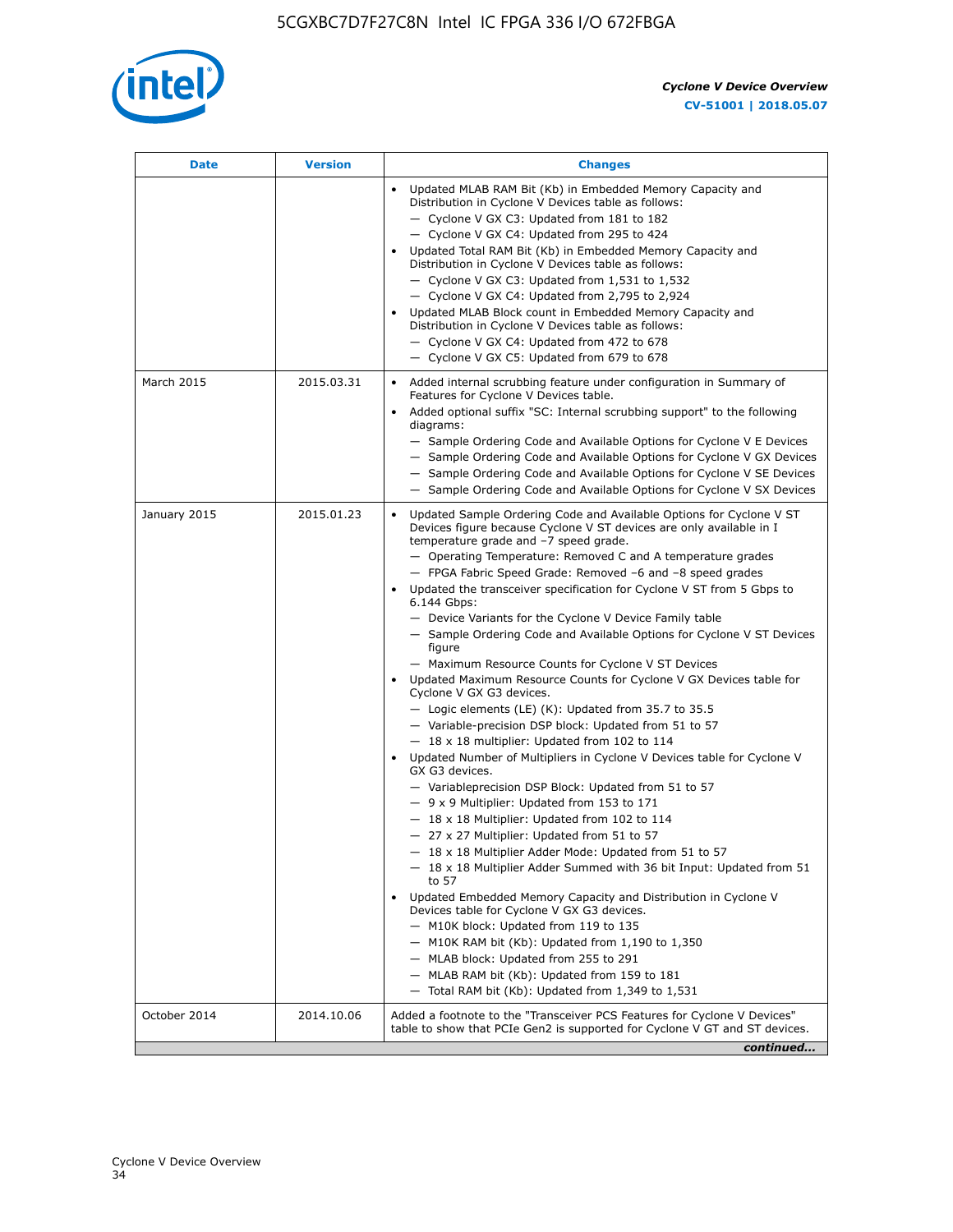| Date | Version | Changes |
|---|---|---|
| | | • Updated MLAB RAM Bit (Kb) in Embedded Memory Capacity and Distribution in Cyclone V Devices table as follows:<br>— Cyclone V GX C3: Updated from 181 to 182<br>— Cyclone V GX C4: Updated from 295 to 424<br>• Updated Total RAM Bit (Kb) in Embedded Memory Capacity and Distribution in Cyclone V Devices table as follows:<br>— Cyclone V GX C3: Updated from 1,531 to 1,532<br>— Cyclone V GX C4: Updated from 2,795 to 2,924<br>• Updated MLAB Block count in Embedded Memory Capacity and Distribution in Cyclone V Devices table as follows:<br>— Cyclone V GX C4: Updated from 472 to 678<br>— Cyclone V GX C5: Updated from 679 to 678 |
| March 2015 | 2015.03.31 | • Added internal scrubbing feature under configuration in Summary of Features for Cyclone V Devices table.<br>• Added optional suffix "SC: Internal scrubbing support" to the following diagrams:<br>— Sample Ordering Code and Available Options for Cyclone V E Devices<br>— Sample Ordering Code and Available Options for Cyclone V GX Devices<br>— Sample Ordering Code and Available Options for Cyclone V SE Devices<br>— Sample Ordering Code and Available Options for Cyclone V SX Devices |
| January 2015 | 2015.01.23 | • Updated Sample Ordering Code and Available Options for Cyclone V ST Devices figure because Cyclone V ST devices are only available in I temperature grade and –7 speed grade.<br>— Operating Temperature: Removed C and A temperature grades<br>— FPGA Fabric Speed Grade: Removed –6 and –8 speed grades<br>• Updated the transceiver specification for Cyclone V ST from 5 Gbps to 6.144 Gbps:<br>— Device Variants for the Cyclone V Device Family table<br>— Sample Ordering Code and Available Options for Cyclone V ST Devices figure<br>— Maximum Resource Counts for Cyclone V ST Devices<br>• Updated Maximum Resource Counts for Cyclone V GX Devices table for Cyclone V GX G3 devices.<br>— Logic elements (LE) (K): Updated from 35.7 to 35.5<br>— Variable-precision DSP block: Updated from 51 to 57<br>— 18 x 18 multiplier: Updated from 102 to 114<br>• Updated Number of Multipliers in Cyclone V Devices table for Cyclone V GX G3 devices.<br>— Variableprecision DSP Block: Updated from 51 to 57<br>— 9 x 9 Multiplier: Updated from 153 to 171<br>— 18 x 18 Multiplier: Updated from 102 to 114<br>— 27 x 27 Multiplier: Updated from 51 to 57<br>— 18 x 18 Multiplier Adder Mode: Updated from 51 to 57<br>— 18 x 18 Multiplier Adder Summed with 36 bit Input: Updated from 51 to 57<br>• Updated Embedded Memory Capacity and Distribution in Cyclone V Devices table for Cyclone V GX G3 devices.<br>— M10K block: Updated from 119 to 135<br>— M10K RAM bit (Kb): Updated from 1,190 to 1,350<br>— MLAB block: Updated from 255 to 291<br>— MLAB RAM bit (Kb): Updated from 159 to 181<br>— Total RAM bit (Kb): Updated from 1,349 to 1,531 |
| October 2014 | 2014.10.06 | Added a footnote to the "Transceiver PCS Features for Cyclone V Devices" table to show that PCIe Gen2 is supported for Cyclone V GT and ST devices. |

*continued...*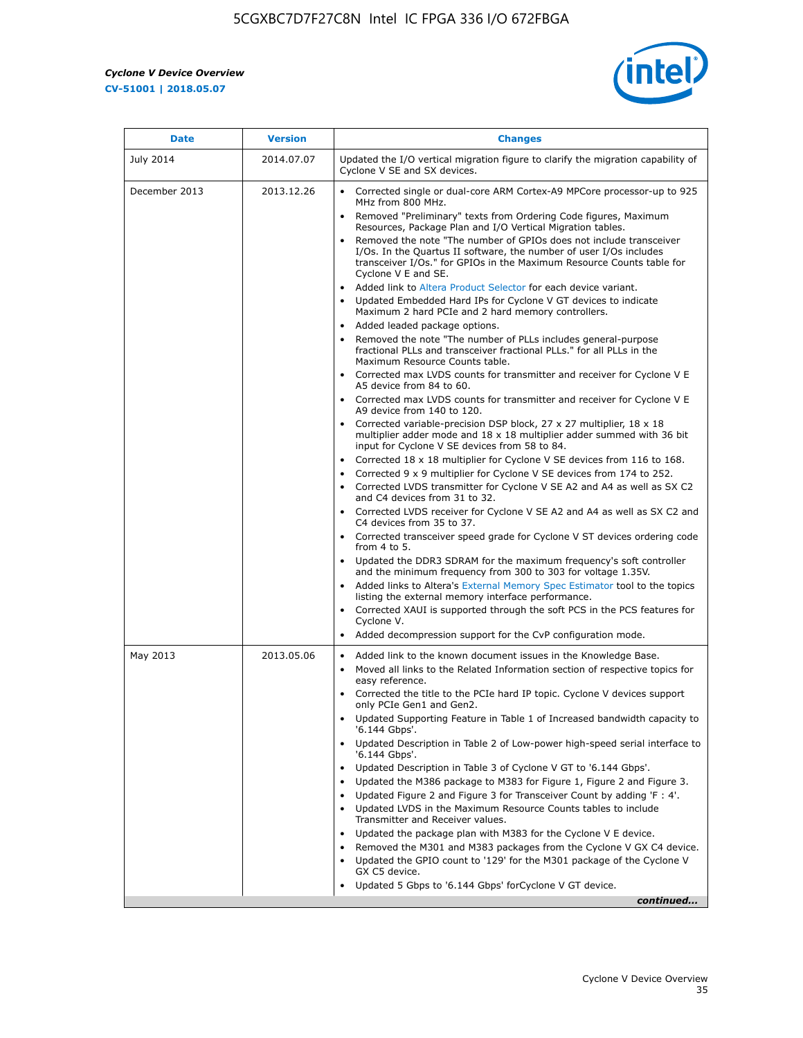| Date | Version | Changes |
| --- | --- | --- |
| July 2014 | 2014.07.07 | Updated the I/O vertical migration figure to clarify the migration capability of Cyclone V SE and SX devices. |
| December 2013 | 2013.12.26 | • Corrected single or dual-core ARM Cortex-A9 MPCore processor-up to 925 MHz from 800 MHz.<br>• Removed "Preliminary" texts from Ordering Code figures, Maximum Resources, Package Plan and I/O Vertical Migration tables.<br>• Removed the note "The number of GPIOs does not include transceiver I/Os. In the Quartus II software, the number of user I/Os includes transceiver I/Os." for GPIOs in the Maximum Resource Counts table for Cyclone V E and SE.<br>• Added link to Altera Product Selector for each device variant.<br>• Updated Embedded Hard IPs for Cyclone V GT devices to indicate Maximum 2 hard PCIe and 2 hard memory controllers.<br>• Added leaded package options.<br>• Removed the note "The number of PLLs includes general-purpose fractional PLLs and transceiver fractional PLLs." for all PLLs in the Maximum Resource Counts table.<br>• Corrected max LVDS counts for transmitter and receiver for Cyclone V E A5 device from 84 to 60.<br>• Corrected max LVDS counts for transmitter and receiver for Cyclone V E A9 device from 140 to 120.<br>• Corrected variable-precision DSP block, 27 x 27 multiplier, 18 x 18 multiplier adder mode and 18 x 18 multiplier adder summed with 36 bit input for Cyclone V SE devices from 58 to 84.<br>• Corrected 18 x 18 multiplier for Cyclone V SE devices from 116 to 168.<br>• Corrected 9 x 9 multiplier for Cyclone V SE devices from 174 to 252.<br>• Corrected LVDS transmitter for Cyclone V SE A2 and A4 as well as SX C2 and C4 devices from 31 to 32.<br>• Corrected LVDS receiver for Cyclone V SE A2 and A4 as well as SX C2 and C4 devices from 35 to 37.<br>• Corrected transceiver speed grade for Cyclone V ST devices ordering code from 4 to 5.<br>• Updated the DDR3 SDRAM for the maximum frequency's soft controller and the minimum frequency from 300 to 303 for voltage 1.35V.<br>• Added links to Altera's External Memory Spec Estimator tool to the topics listing the external memory interface performance.<br>• Corrected XAUI is supported through the soft PCS in the PCS features for Cyclone V.<br>• Added decompression support for the CvP configuration mode. |
| May 2013 | 2013.05.06 | • Added link to the known document issues in the Knowledge Base.<br>• Moved all links to the Related Information section of respective topics for easy reference.<br>• Corrected the title to the PCIe hard IP topic. Cyclone V devices support only PCIe Gen1 and Gen2.<br>• Updated Supporting Feature in Table 1 of Increased bandwidth capacity to '6.144 Gbps'.<br>• Updated Description in Table 2 of Low-power high-speed serial interface to '6.144 Gbps'.<br>• Updated Description in Table 3 of Cyclone V GT to '6.144 Gbps'.<br>• Updated the M386 package to M383 for Figure 1, Figure 2 and Figure 3.<br>• Updated Figure 2 and Figure 3 for Transceiver Count by adding 'F : 4'.<br>• Updated LVDS in the Maximum Resource Counts tables to include Transmitter and Receiver values.<br>• Updated the package plan with M383 for the Cyclone V E device.<br>• Removed the M301 and M383 packages from the Cyclone V GX C4 device.<br>• Updated the GPIO count to '129' for the M301 package of the Cyclone V GX C5 device.<br>• Updated 5 Gbps to '6.144 Gbps' forCyclone V GT device. |

*continued...*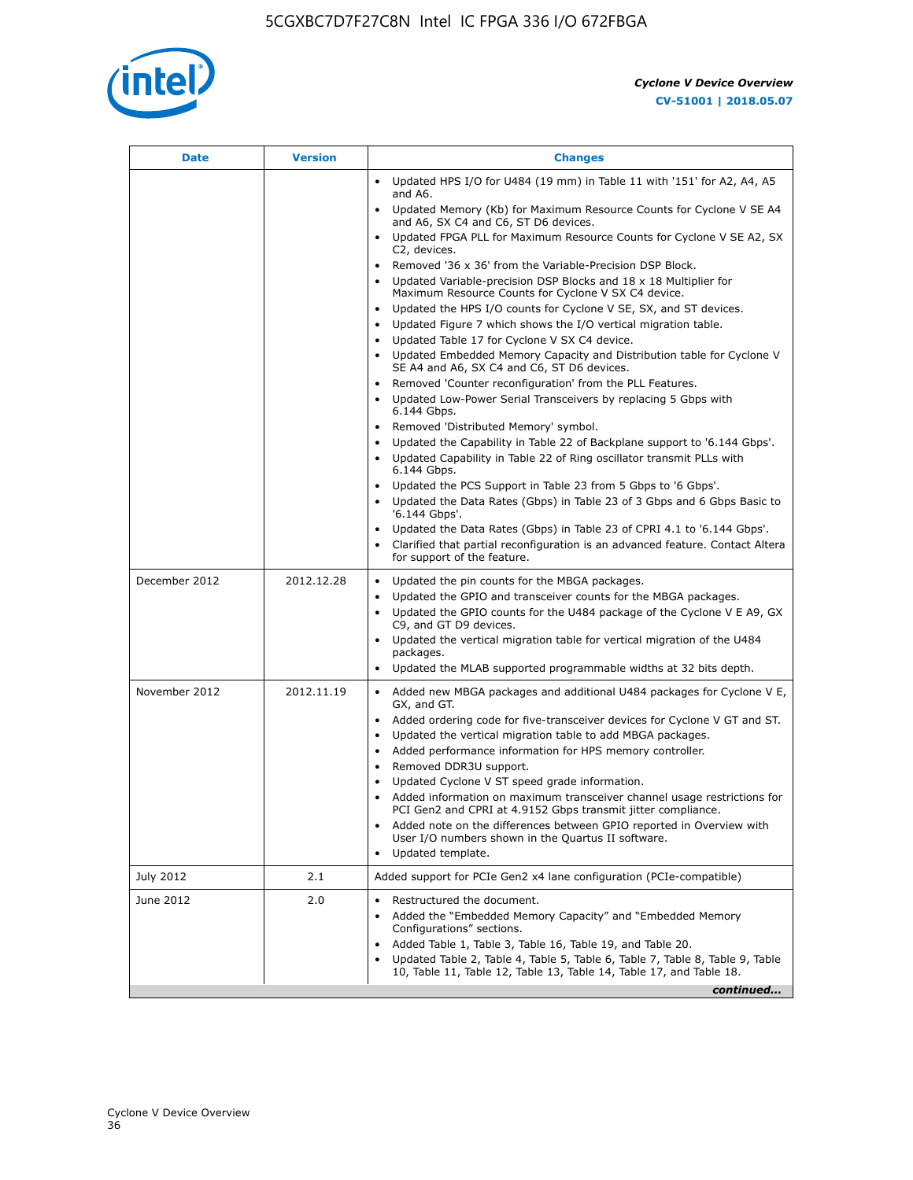| Date | Version | Changes |
| --- | --- | --- |
| | | • Updated HPS I/O for U484 (19 mm) in Table 11 with '151' for A2, A4, A5 and A6.<br>• Updated Memory (Kb) for Maximum Resource Counts for Cyclone V SE A4 and A6, SX C4 and C6, ST D6 devices.<br>• Updated FPGA PLL for Maximum Resource Counts for Cyclone V SE A2, SX C2, devices.<br>• Removed '36 x 36' from the Variable-Precision DSP Block.<br>• Updated Variable-precision DSP Blocks and 18 x 18 Multiplier for Maximum Resource Counts for Cyclone V SX C4 device.<br>• Updated the HPS I/O counts for Cyclone V SE, SX, and ST devices.<br>• Updated Figure 7 which shows the I/O vertical migration table.<br>• Updated Table 17 for Cyclone V SX C4 device.<br>• Updated Embedded Memory Capacity and Distribution table for Cyclone V SE A4 and A6, SX C4 and C6, ST D6 devices.<br>• Removed 'Counter reconfiguration' from the PLL Features.<br>• Updated Low-Power Serial Transceivers by replacing 5 Gbps with 6.144 Gbps.<br>• Removed 'Distributed Memory' symbol.<br>• Updated the Capability in Table 22 of Backplane support to '6.144 Gbps'.<br>• Updated Capability in Table 22 of Ring oscillator transmit PLLs with 6.144 Gbps.<br>• Updated the PCS Support in Table 23 from 5 Gbps to '6 Gbps'.<br>• Updated the Data Rates (Gbps) in Table 23 of 3 Gbps and 6 Gbps Basic to '6.144 Gbps'.<br>• Updated the Data Rates (Gbps) in Table 23 of CPRI 4.1 to '6.144 Gbps'.<br>• Clarified that partial reconfiguration is an advanced feature. Contact Altera for support of the feature. |
| December 2012 | 2012.12.28 | • Updated the pin counts for the MBGA packages.<br>• Updated the GPIO and transceiver counts for the MBGA packages.<br>• Updated the GPIO counts for the U484 package of the Cyclone V E A9, GX C9, and GT D9 devices.<br>• Updated the vertical migration table for vertical migration of the U484 packages.<br>• Updated the MLAB supported programmable widths at 32 bits depth. |
| November 2012 | 2012.11.19 | • Added new MBGA packages and additional U484 packages for Cyclone V E, GX, and GT.<br>• Added ordering code for five-transceiver devices for Cyclone V GT and ST.<br>• Updated the vertical migration table to add MBGA packages.<br>• Added performance information for HPS memory controller.<br>• Removed DDR3U support.<br>• Updated Cyclone V ST speed grade information.<br>• Added information on maximum transceiver channel usage restrictions for PCI Gen2 and CPRI at 4.9152 Gbps transmit jitter compliance.<br>• Added note on the differences between GPIO reported in Overview with User I/O numbers shown in the Quartus II software.<br>• Updated template. |
| July 2012 | 2.1 | Added support for PCIe Gen2 x4 lane configuration (PCIe-compatible) |
| June 2012 | 2.0 | • Restructured the document.<br>• Added the "Embedded Memory Capacity" and "Embedded Memory Configurations" sections.<br>• Added Table 1, Table 3, Table 16, Table 19, and Table 20.<br>• Updated Table 2, Table 4, Table 5, Table 6, Table 7, Table 8, Table 9, Table 10, Table 11, Table 12, Table 13, Table 14, Table 17, and Table 18. |

*continued...*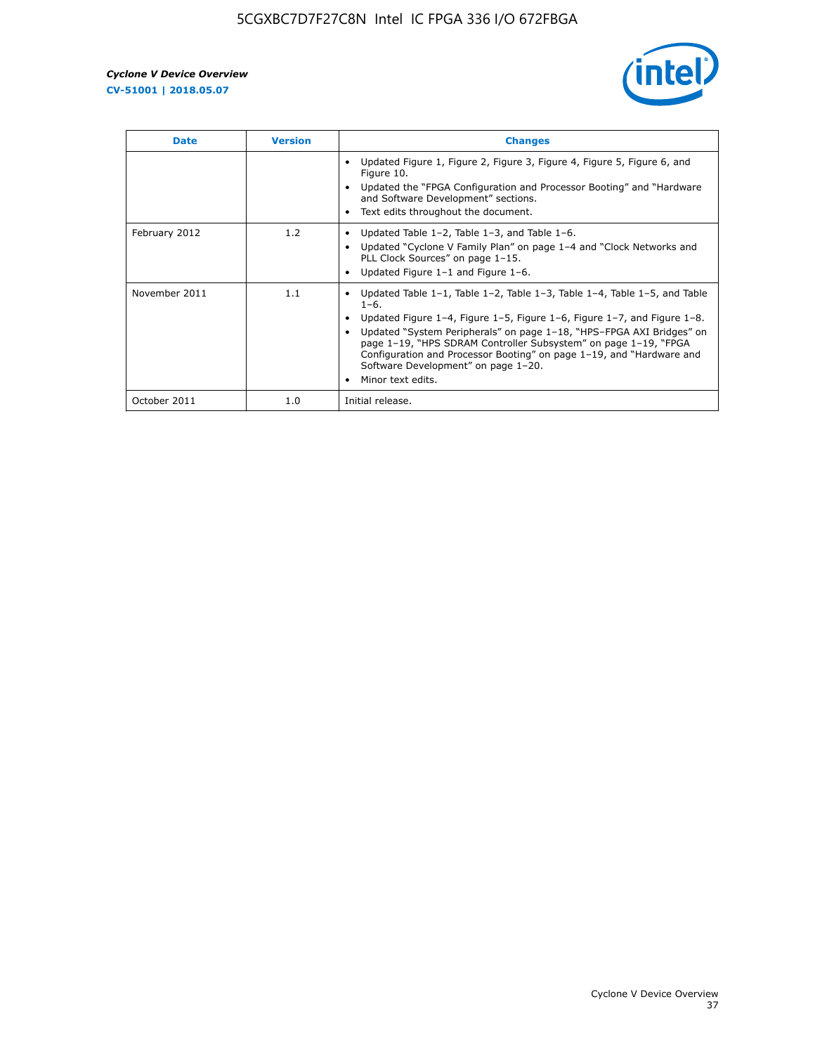| Date | Version | Changes |
| --- | --- | --- |
| | | • Updated Figure 1, Figure 2, Figure 3, Figure 4, Figure 5, Figure 6, and Figure 10.<br>• Updated the "FPGA Configuration and Processor Booting" and "Hardware and Software Development" sections.<br>• Text edits throughout the document. |
| February 2012 | 1.2 | • Updated Table 1–2, Table 1–3, and Table 1–6.<br>• Updated "Cyclone V Family Plan" on page 1–4 and "Clock Networks and PLL Clock Sources" on page 1–15.<br>• Updated Figure 1–1 and Figure 1–6. |
| November 2011 | 1.1 | • Updated Table 1–1, Table 1–2, Table 1–3, Table 1–4, Table 1–5, and Table 1–6.<br>• Updated Figure 1–4, Figure 1–5, Figure 1–6, Figure 1–7, and Figure 1–8.<br>• Updated "System Peripherals" on page 1–18, "HPS–FPGA AXI Bridges" on page 1–19, "HPS SDRAM Controller Subsystem" on page 1–19, "FPGA Configuration and Processor Booting" on page 1–19, and "Hardware and Software Development" on page 1–20.<br>• Minor text edits. |
| October 2011 | 1.0 | Initial release. |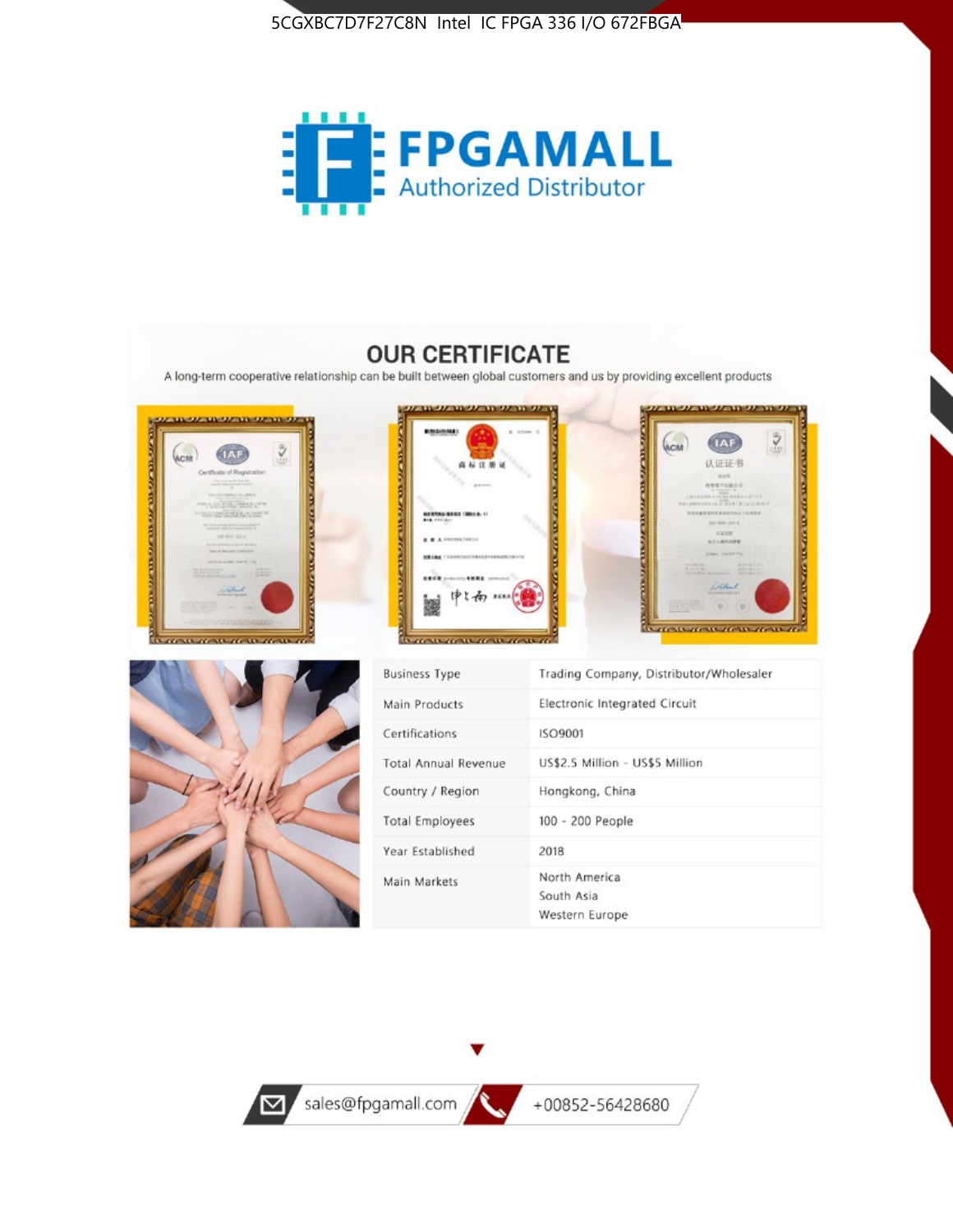FPGAMALL

Authorized Distributor

## OUR CERTIFICATE

A long-term cooperative relationship can be built between global customers and us by providing excellent products

| | |
|---|---|
| Business Type | Trading Company, Distributor/Wholesaler |
| Main Products | Electronic Integrated Circuit |
| Certifications | ISO9001 |
| Total Annual Revenue | US$2.5 Million - US$5 Million |
| Country / Region | Hongkong, China |
| Total Employees | 100 - 200 People |
| Year Established | 2018 |
| Main Markets | North America<br>South Asia<br>Western Europe |

sales@fpgamall.com

+00852-56428680